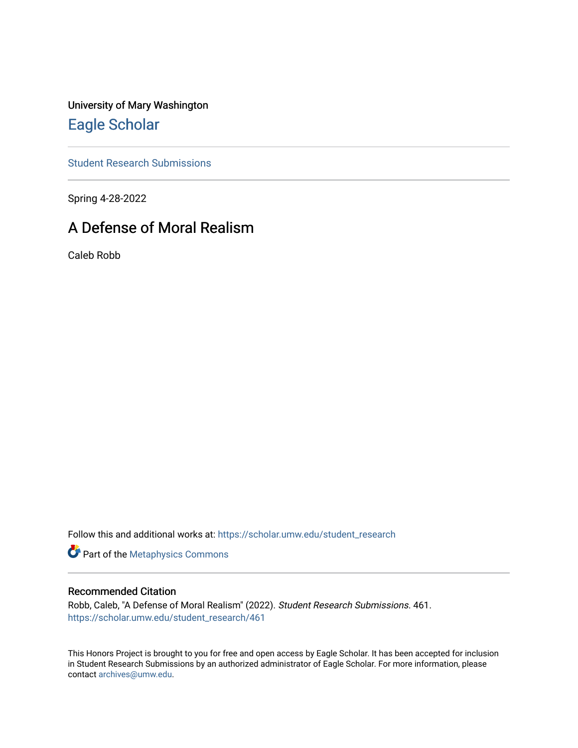University of Mary Washington

# Eagle Scholar

Student Research Submissions

Spring 4-28-2022

## A Defense of Moral Realism

Caleb Robb

Follow this and additional works at: https://scholar.umw.edu/student_research

Part of the Metaphysics Commons

### Recommended Citation

Robb, Caleb, "A Defense of Moral Realism" (2022). *Student Research Submissions*. 461.
https://scholar.umw.edu/student_research/461

This Honors Project is brought to you for free and open access by Eagle Scholar. It has been accepted for inclusion in Student Research Submissions by an authorized administrator of Eagle Scholar. For more information, please contact archives@umw.edu.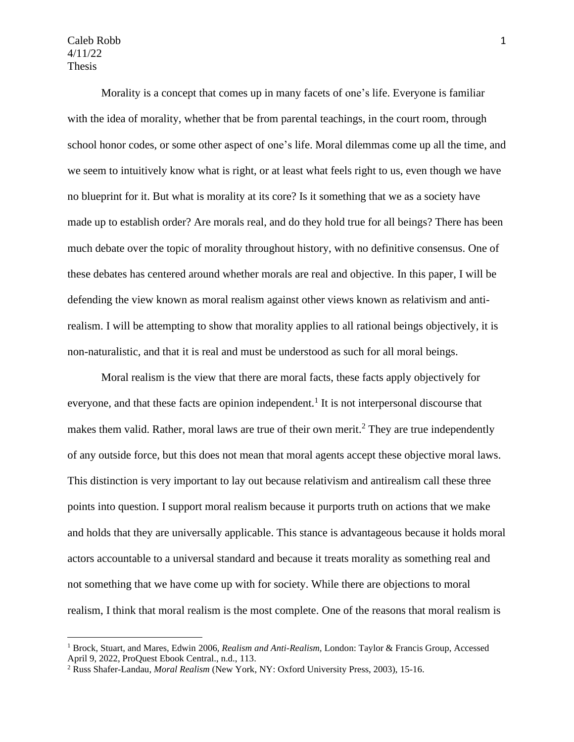Caleb Robb
4/11/22
Thesis

Morality is a concept that comes up in many facets of one's life. Everyone is familiar with the idea of morality, whether that be from parental teachings, in the court room, through school honor codes, or some other aspect of one's life. Moral dilemmas come up all the time, and we seem to intuitively know what is right, or at least what feels right to us, even though we have no blueprint for it. But what is morality at its core? Is it something that we as a society have made up to establish order? Are morals real, and do they hold true for all beings? There has been much debate over the topic of morality throughout history, with no definitive consensus. One of these debates has centered around whether morals are real and objective. In this paper, I will be defending the view known as moral realism against other views known as relativism and anti-realism. I will be attempting to show that morality applies to all rational beings objectively, it is non-naturalistic, and that it is real and must be understood as such for all moral beings.

Moral realism is the view that there are moral facts, these facts apply objectively for everyone, and that these facts are opinion independent.[1] It is not interpersonal discourse that makes them valid. Rather, moral laws are true of their own merit.[2] They are true independently of any outside force, but this does not mean that moral agents accept these objective moral laws. This distinction is very important to lay out because relativism and antirealism call these three points into question. I support moral realism because it purports truth on actions that we make and holds that they are universally applicable. This stance is advantageous because it holds moral actors accountable to a universal standard and because it treats morality as something real and not something that we have come up with for society. While there are objections to moral realism, I think that moral realism is the most complete. One of the reasons that moral realism is

[1] Brock, Stuart, and Mares, Edwin 2006, *Realism and Anti-Realism*, London: Taylor & Francis Group, Accessed April 9, 2022, ProQuest Ebook Central., n.d., 113.

[2] Russ Shafer-Landau, *Moral Realism* (New York, NY: Oxford University Press, 2003), 15-16.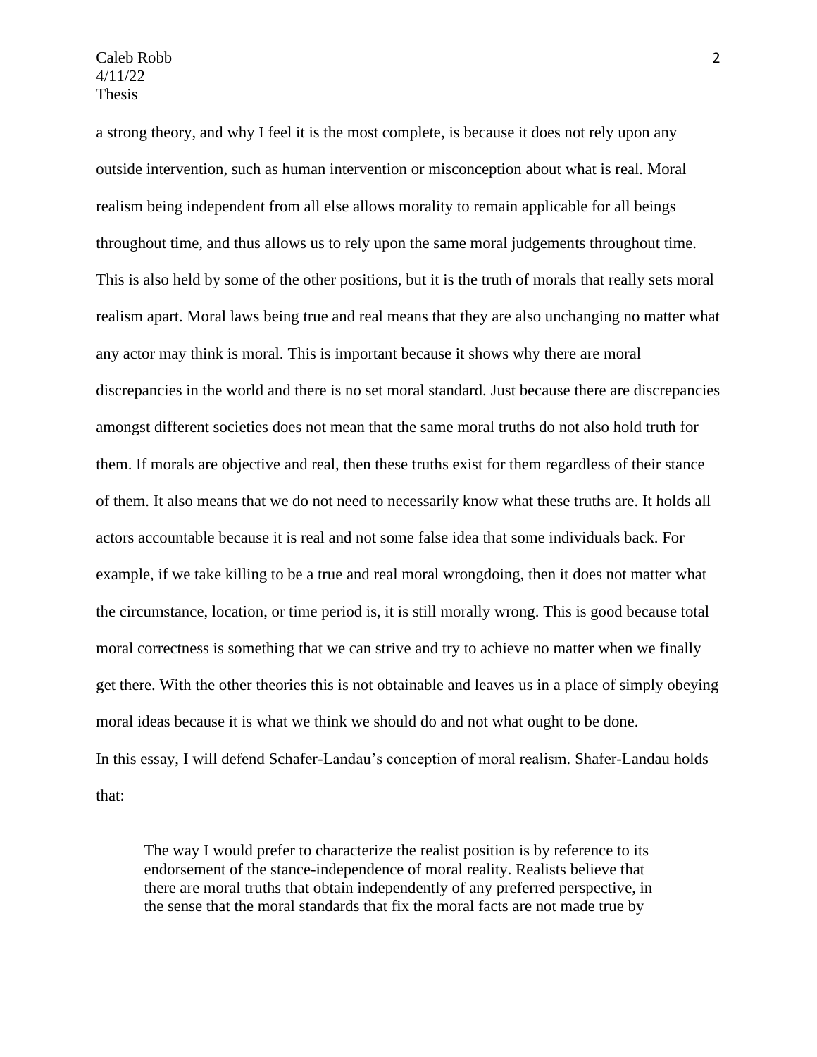a strong theory, and why I feel it is the most complete, is because it does not rely upon any outside intervention, such as human intervention or misconception about what is real. Moral realism being independent from all else allows morality to remain applicable for all beings throughout time, and thus allows us to rely upon the same moral judgements throughout time. This is also held by some of the other positions, but it is the truth of morals that really sets moral realism apart. Moral laws being true and real means that they are also unchanging no matter what any actor may think is moral. This is important because it shows why there are moral discrepancies in the world and there is no set moral standard. Just because there are discrepancies amongst different societies does not mean that the same moral truths do not also hold truth for them. If morals are objective and real, then these truths exist for them regardless of their stance of them. It also means that we do not need to necessarily know what these truths are. It holds all actors accountable because it is real and not some false idea that some individuals back. For example, if we take killing to be a true and real moral wrongdoing, then it does not matter what the circumstance, location, or time period is, it is still morally wrong. This is good because total moral correctness is something that we can strive and try to achieve no matter when we finally get there. With the other theories this is not obtainable and leaves us in a place of simply obeying moral ideas because it is what we think we should do and not what ought to be done.

In this essay, I will defend Schafer-Landau's conception of moral realism. Shafer-Landau holds that:

> The way I would prefer to characterize the realist position is by reference to its endorsement of the stance-independence of moral reality. Realists believe that there are moral truths that obtain independently of any preferred perspective, in the sense that the moral standards that fix the moral facts are not made true by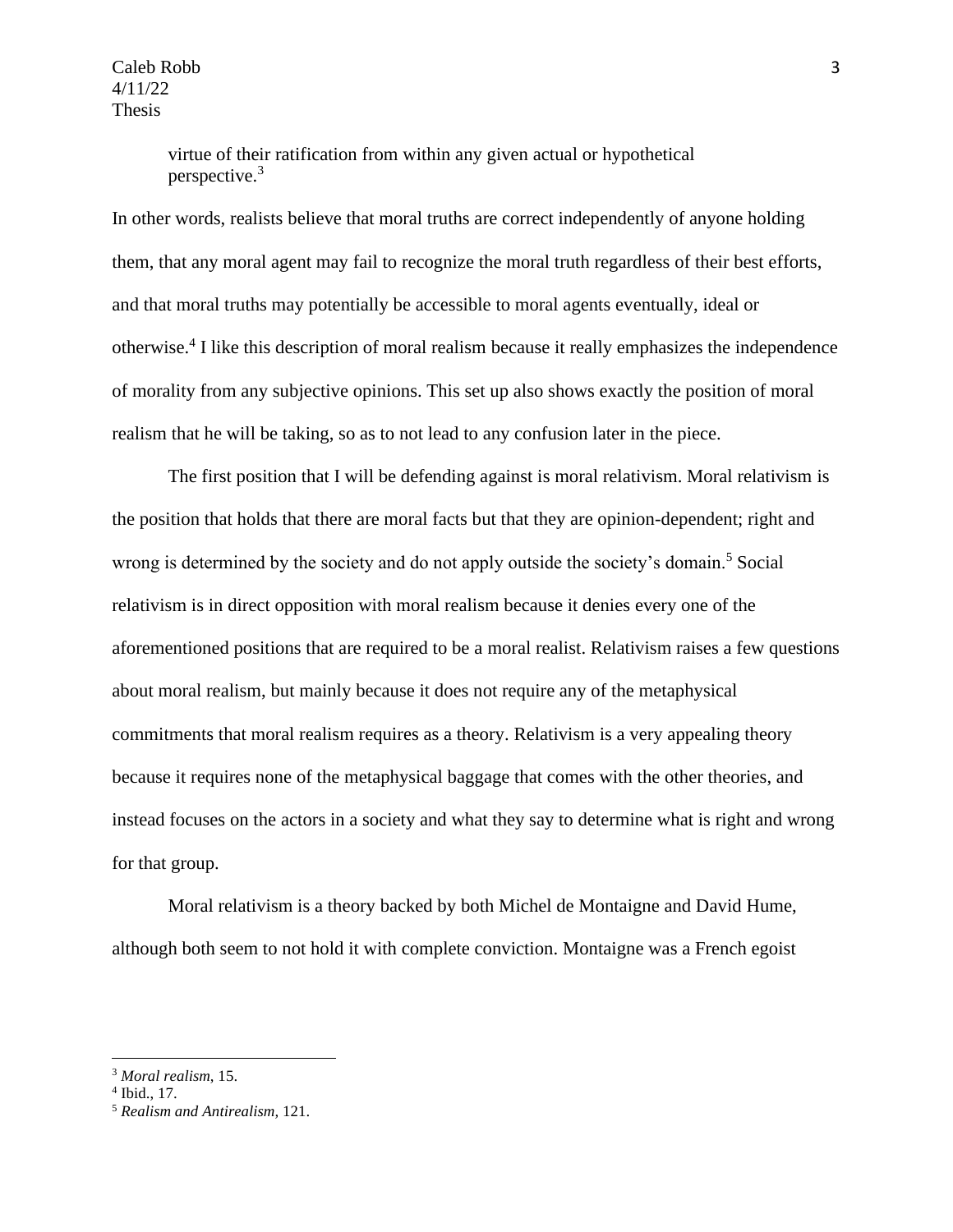> virtue of their ratification from within any given actual or hypothetical perspective.[3]

In other words, realists believe that moral truths are correct independently of anyone holding them, that any moral agent may fail to recognize the moral truth regardless of their best efforts, and that moral truths may potentially be accessible to moral agents eventually, ideal or otherwise.[4] I like this description of moral realism because it really emphasizes the independence of morality from any subjective opinions. This set up also shows exactly the position of moral realism that he will be taking, so as to not lead to any confusion later in the piece.

The first position that I will be defending against is moral relativism. Moral relativism is the position that holds that there are moral facts but that they are opinion-dependent; right and wrong is determined by the society and do not apply outside the society's domain.[5] Social relativism is in direct opposition with moral realism because it denies every one of the aforementioned positions that are required to be a moral realist. Relativism raises a few questions about moral realism, but mainly because it does not require any of the metaphysical commitments that moral realism requires as a theory. Relativism is a very appealing theory because it requires none of the metaphysical baggage that comes with the other theories, and instead focuses on the actors in a society and what they say to determine what is right and wrong for that group.

Moral relativism is a theory backed by both Michel de Montaigne and David Hume, although both seem to not hold it with complete conviction. Montaigne was a French egoist

---

[3] *Moral realism*, 15.

[4] Ibid., 17.

[5] *Realism and Antirealism*, 121.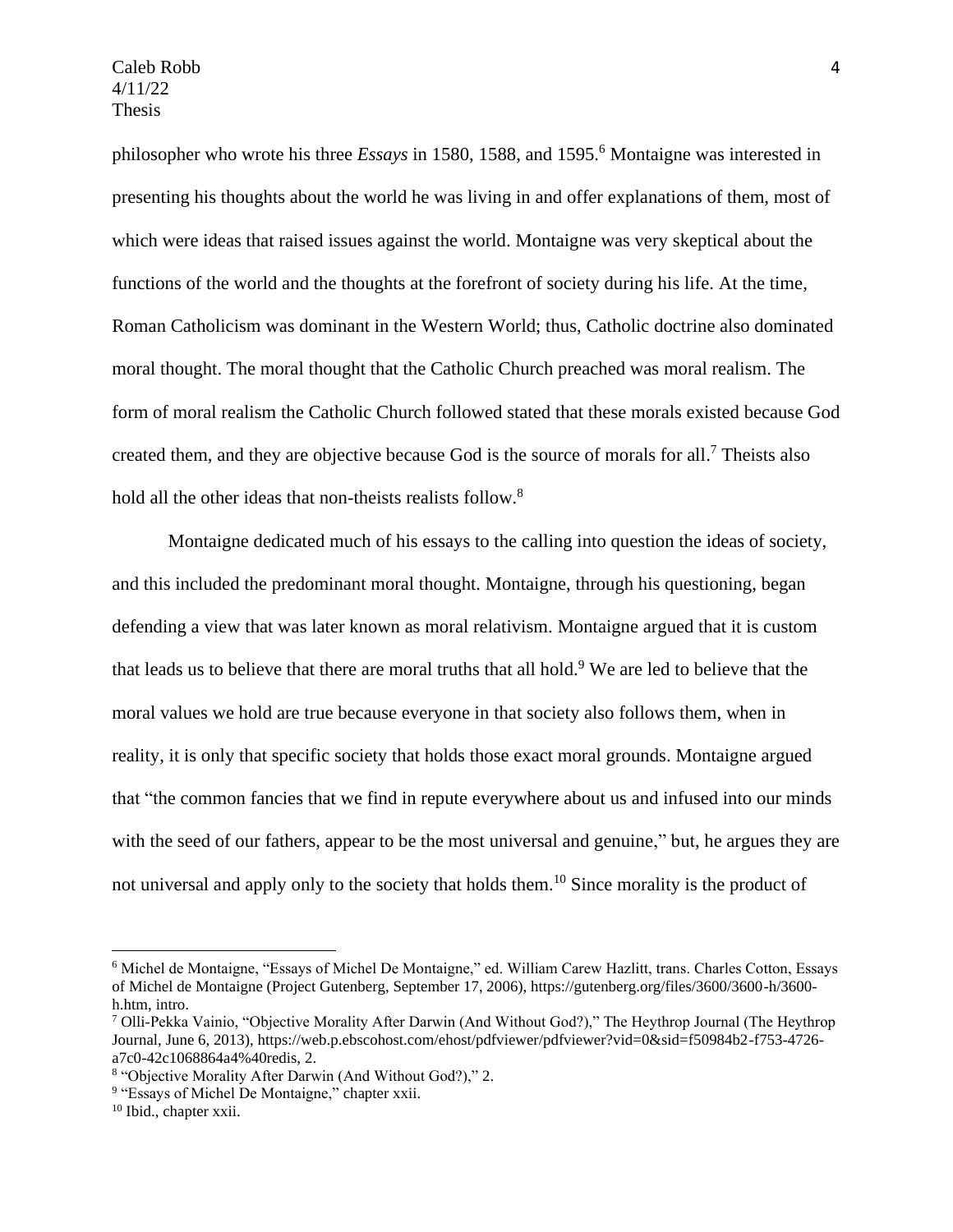philosopher who wrote his three *Essays* in 1580, 1588, and 1595.[6] Montaigne was interested in presenting his thoughts about the world he was living in and offer explanations of them, most of which were ideas that raised issues against the world. Montaigne was very skeptical about the functions of the world and the thoughts at the forefront of society during his life. At the time, Roman Catholicism was dominant in the Western World; thus, Catholic doctrine also dominated moral thought. The moral thought that the Catholic Church preached was moral realism. The form of moral realism the Catholic Church followed stated that these morals existed because God created them, and they are objective because God is the source of morals for all.[7] Theists also hold all the other ideas that non-theists realists follow.[8]

Montaigne dedicated much of his essays to the calling into question the ideas of society, and this included the predominant moral thought. Montaigne, through his questioning, began defending a view that was later known as moral relativism. Montaigne argued that it is custom that leads us to believe that there are moral truths that all hold.[9] We are led to believe that the moral values we hold are true because everyone in that society also follows them, when in reality, it is only that specific society that holds those exact moral grounds. Montaigne argued that "the common fancies that we find in repute everywhere about us and infused into our minds with the seed of our fathers, appear to be the most universal and genuine," but, he argues they are not universal and apply only to the society that holds them.[10] Since morality is the product of

---

[6] Michel de Montaigne, "Essays of Michel De Montaigne," ed. William Carew Hazlitt, trans. Charles Cotton, Essays of Michel de Montaigne (Project Gutenberg, September 17, 2006), https://gutenberg.org/files/3600/3600-h/3600-h.htm, intro.

[7] Olli-Pekka Vainio, "Objective Morality After Darwin (And Without God?)," The Heythrop Journal (The Heythrop Journal, June 6, 2013), https://web.p.ebscohost.com/ehost/pdfviewer/pdfviewer?vid=0&sid=f50984b2-f753-4726-a7c0-42c1068864a4%40redis, 2.

[8] "Objective Morality After Darwin (And Without God?)," 2.

[9] "Essays of Michel De Montaigne," chapter xxii.

[10] Ibid., chapter xxii.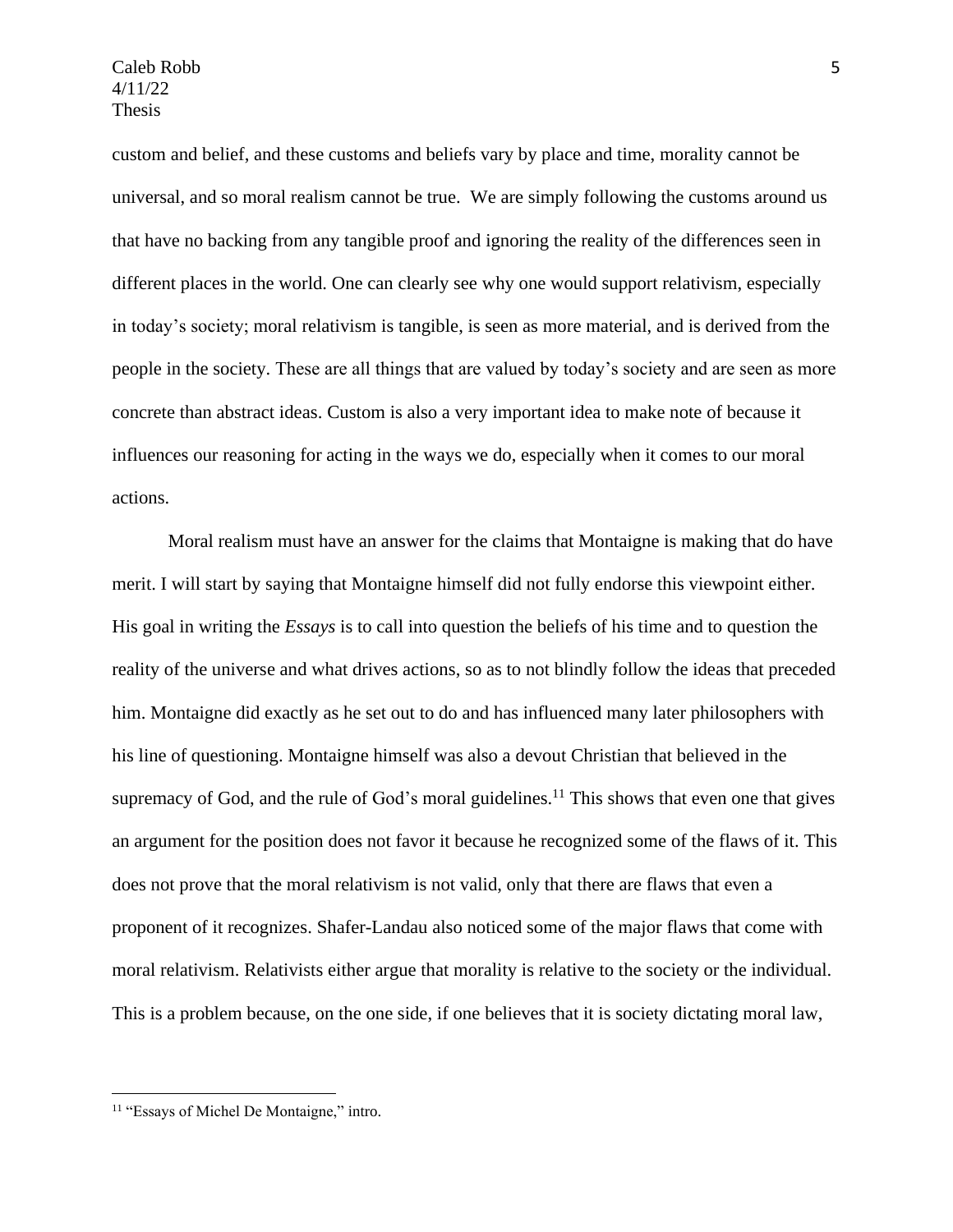custom and belief, and these customs and beliefs vary by place and time, morality cannot be universal, and so moral realism cannot be true. We are simply following the customs around us that have no backing from any tangible proof and ignoring the reality of the differences seen in different places in the world. One can clearly see why one would support relativism, especially in today's society; moral relativism is tangible, is seen as more material, and is derived from the people in the society. These are all things that are valued by today's society and are seen as more concrete than abstract ideas. Custom is also a very important idea to make note of because it influences our reasoning for acting in the ways we do, especially when it comes to our moral actions.

Moral realism must have an answer for the claims that Montaigne is making that do have merit. I will start by saying that Montaigne himself did not fully endorse this viewpoint either. His goal in writing the *Essays* is to call into question the beliefs of his time and to question the reality of the universe and what drives actions, so as to not blindly follow the ideas that preceded him. Montaigne did exactly as he set out to do and has influenced many later philosophers with his line of questioning. Montaigne himself was also a devout Christian that believed in the supremacy of God, and the rule of God's moral guidelines.[11] This shows that even one that gives an argument for the position does not favor it because he recognized some of the flaws of it. This does not prove that the moral relativism is not valid, only that there are flaws that even a proponent of it recognizes. Shafer-Landau also noticed some of the major flaws that come with moral relativism. Relativists either argue that morality is relative to the society or the individual. This is a problem because, on the one side, if one believes that it is society dictating moral law,

[11] "Essays of Michel De Montaigne," intro.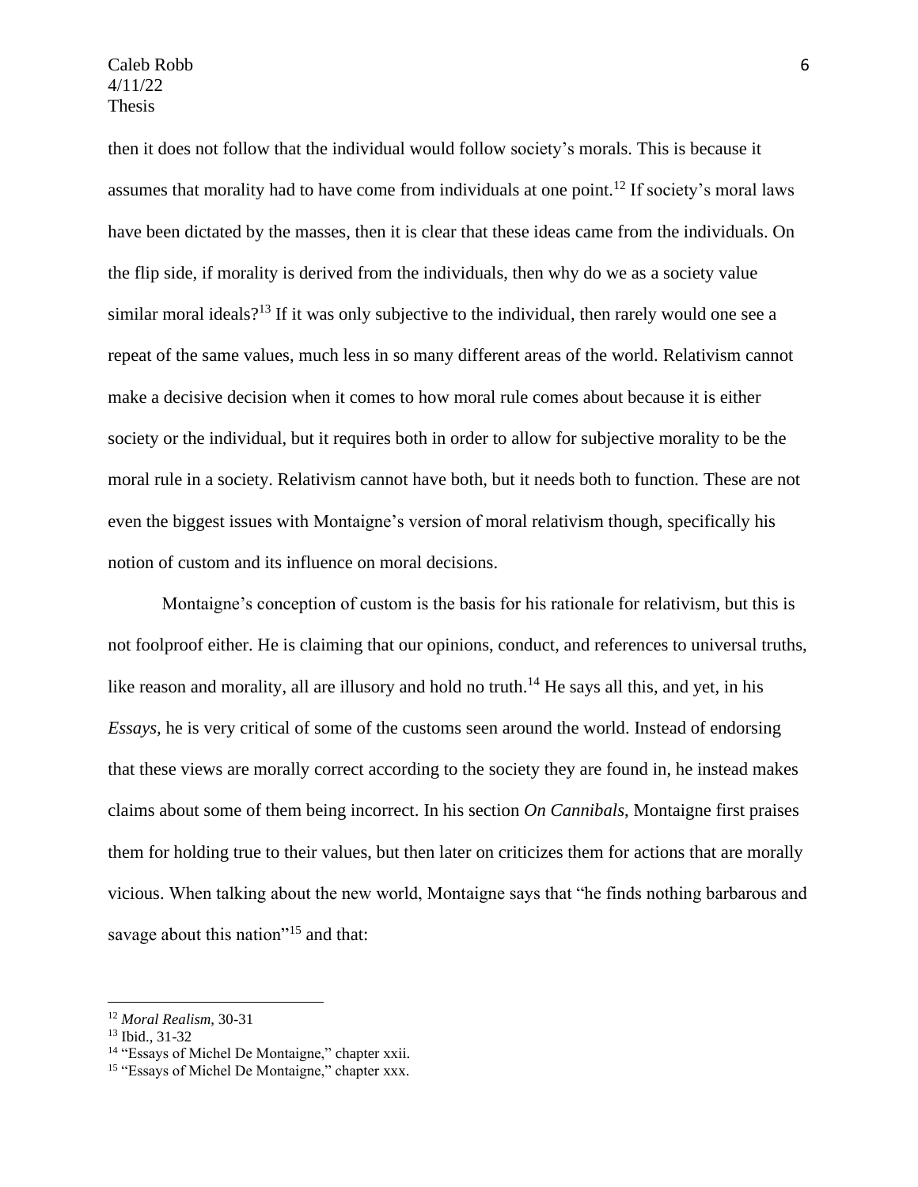then it does not follow that the individual would follow society's morals. This is because it assumes that morality had to have come from individuals at one point.[12] If society's moral laws have been dictated by the masses, then it is clear that these ideas came from the individuals. On the flip side, if morality is derived from the individuals, then why do we as a society value similar moral ideals?[13] If it was only subjective to the individual, then rarely would one see a repeat of the same values, much less in so many different areas of the world. Relativism cannot make a decisive decision when it comes to how moral rule comes about because it is either society or the individual, but it requires both in order to allow for subjective morality to be the moral rule in a society. Relativism cannot have both, but it needs both to function. These are not even the biggest issues with Montaigne's version of moral relativism though, specifically his notion of custom and its influence on moral decisions.

Montaigne's conception of custom is the basis for his rationale for relativism, but this is not foolproof either. He is claiming that our opinions, conduct, and references to universal truths, like reason and morality, all are illusory and hold no truth.[14] He says all this, and yet, in his *Essays*, he is very critical of some of the customs seen around the world. Instead of endorsing that these views are morally correct according to the society they are found in, he instead makes claims about some of them being incorrect. In his section *On Cannibals*, Montaigne first praises them for holding true to their values, but then later on criticizes them for actions that are morally vicious. When talking about the new world, Montaigne says that "he finds nothing barbarous and savage about this nation"[15] and that:

---

[12] *Moral Realism*, 30-31

[13] Ibid., 31-32

[14] "Essays of Michel De Montaigne," chapter xxii.

[15] "Essays of Michel De Montaigne," chapter xxx.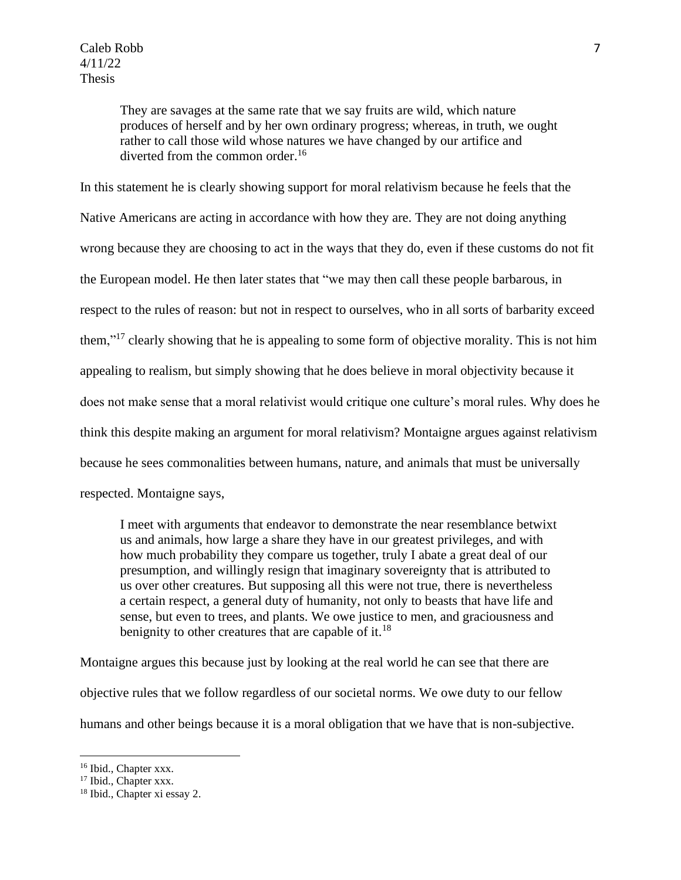> They are savages at the same rate that we say fruits are wild, which nature produces of herself and by her own ordinary progress; whereas, in truth, we ought rather to call those wild whose natures we have changed by our artifice and diverted from the common order.[16]

In this statement he is clearly showing support for moral relativism because he feels that the Native Americans are acting in accordance with how they are. They are not doing anything wrong because they are choosing to act in the ways that they do, even if these customs do not fit the European model. He then later states that "we may then call these people barbarous, in respect to the rules of reason: but not in respect to ourselves, who in all sorts of barbarity exceed them,"[17] clearly showing that he is appealing to some form of objective morality. This is not him appealing to realism, but simply showing that he does believe in moral objectivity because it does not make sense that a moral relativist would critique one culture's moral rules. Why does he think this despite making an argument for moral relativism? Montaigne argues against relativism because he sees commonalities between humans, nature, and animals that must be universally respected. Montaigne says,

> I meet with arguments that endeavor to demonstrate the near resemblance betwixt us and animals, how large a share they have in our greatest privileges, and with how much probability they compare us together, truly I abate a great deal of our presumption, and willingly resign that imaginary sovereignty that is attributed to us over other creatures. But supposing all this were not true, there is nevertheless a certain respect, a general duty of humanity, not only to beasts that have life and sense, but even to trees, and plants. We owe justice to men, and graciousness and benignity to other creatures that are capable of it.[18]

Montaigne argues this because just by looking at the real world he can see that there are objective rules that we follow regardless of our societal norms. We owe duty to our fellow humans and other beings because it is a moral obligation that we have that is non-subjective.

---

[16] Ibid., Chapter xxx.

[17] Ibid., Chapter xxx.

[18] Ibid., Chapter xi essay 2.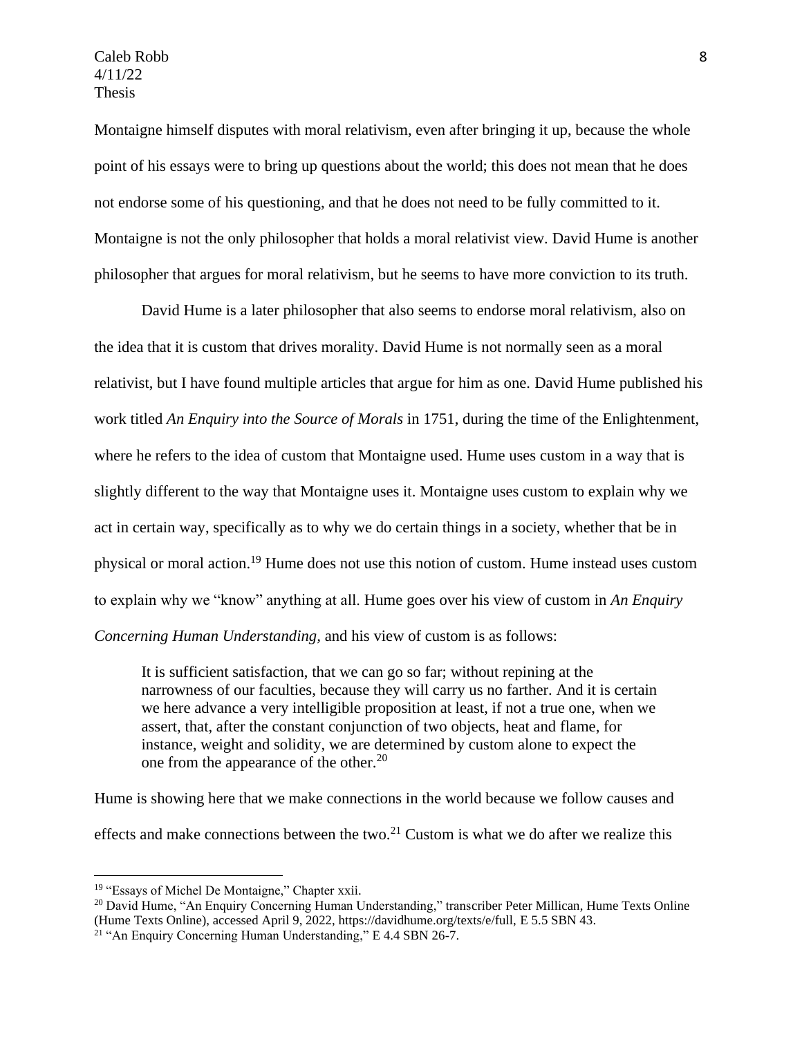Montaigne himself disputes with moral relativism, even after bringing it up, because the whole point of his essays were to bring up questions about the world; this does not mean that he does not endorse some of his questioning, and that he does not need to be fully committed to it. Montaigne is not the only philosopher that holds a moral relativist view. David Hume is another philosopher that argues for moral relativism, but he seems to have more conviction to its truth.

David Hume is a later philosopher that also seems to endorse moral relativism, also on the idea that it is custom that drives morality. David Hume is not normally seen as a moral relativist, but I have found multiple articles that argue for him as one. David Hume published his work titled *An Enquiry into the Source of Morals* in 1751, during the time of the Enlightenment, where he refers to the idea of custom that Montaigne used. Hume uses custom in a way that is slightly different to the way that Montaigne uses it. Montaigne uses custom to explain why we act in certain way, specifically as to why we do certain things in a society, whether that be in physical or moral action.[19] Hume does not use this notion of custom. Hume instead uses custom to explain why we "know" anything at all. Hume goes over his view of custom in *An Enquiry Concerning Human Understanding*, and his view of custom is as follows:

> It is sufficient satisfaction, that we can go so far; without repining at the narrowness of our faculties, because they will carry us no farther. And it is certain we here advance a very intelligible proposition at least, if not a true one, when we assert, that, after the constant conjunction of two objects, heat and flame, for instance, weight and solidity, we are determined by custom alone to expect the one from the appearance of the other.[20]

Hume is showing here that we make connections in the world because we follow causes and effects and make connections between the two.[21] Custom is what we do after we realize this

---

[19] "Essays of Michel De Montaigne," Chapter xxii.

[20] David Hume, "An Enquiry Concerning Human Understanding," transcriber Peter Millican, Hume Texts Online (Hume Texts Online), accessed April 9, 2022, https://davidhume.org/texts/e/full, E 5.5 SBN 43.

[21] "An Enquiry Concerning Human Understanding," E 4.4 SBN 26-7.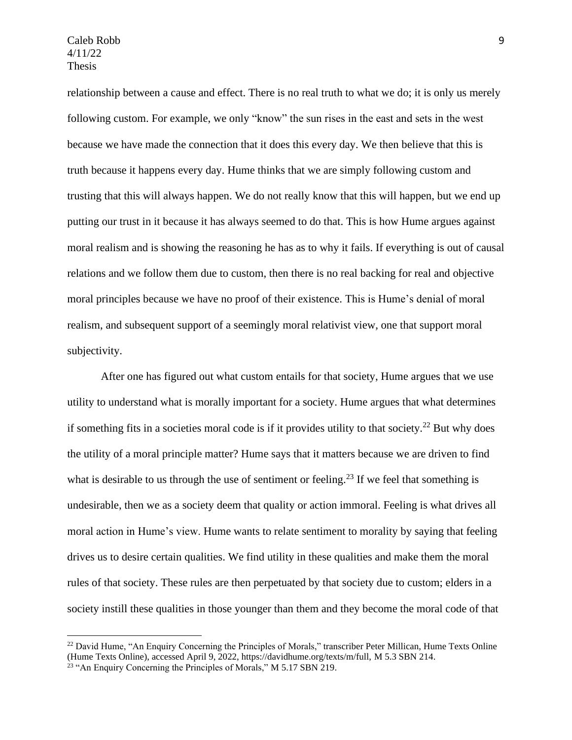relationship between a cause and effect. There is no real truth to what we do; it is only us merely following custom. For example, we only "know" the sun rises in the east and sets in the west because we have made the connection that it does this every day. We then believe that this is truth because it happens every day. Hume thinks that we are simply following custom and trusting that this will always happen. We do not really know that this will happen, but we end up putting our trust in it because it has always seemed to do that. This is how Hume argues against moral realism and is showing the reasoning he has as to why it fails. If everything is out of causal relations and we follow them due to custom, then there is no real backing for real and objective moral principles because we have no proof of their existence. This is Hume's denial of moral realism, and subsequent support of a seemingly moral relativist view, one that support moral subjectivity.

After one has figured out what custom entails for that society, Hume argues that we use utility to understand what is morally important for a society. Hume argues that what determines if something fits in a societies moral code is if it provides utility to that society.[22] But why does the utility of a moral principle matter? Hume says that it matters because we are driven to find what is desirable to us through the use of sentiment or feeling.[23] If we feel that something is undesirable, then we as a society deem that quality or action immoral. Feeling is what drives all moral action in Hume's view. Hume wants to relate sentiment to morality by saying that feeling drives us to desire certain qualities. We find utility in these qualities and make them the moral rules of that society. These rules are then perpetuated by that society due to custom; elders in a society instill these qualities in those younger than them and they become the moral code of that

---

[22] David Hume, "An Enquiry Concerning the Principles of Morals," transcriber Peter Millican, Hume Texts Online (Hume Texts Online), accessed April 9, 2022, https://davidhume.org/texts/m/full, M 5.3 SBN 214.

[23] "An Enquiry Concerning the Principles of Morals," M 5.17 SBN 219.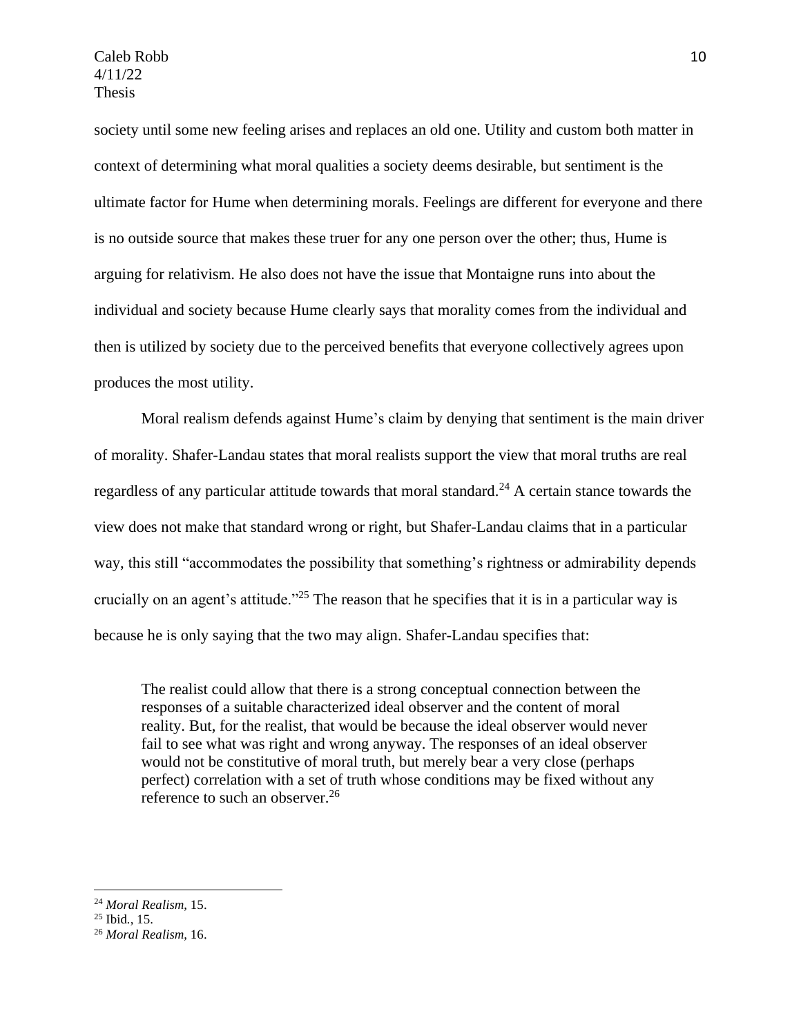society until some new feeling arises and replaces an old one. Utility and custom both matter in context of determining what moral qualities a society deems desirable, but sentiment is the ultimate factor for Hume when determining morals. Feelings are different for everyone and there is no outside source that makes these truer for any one person over the other; thus, Hume is arguing for relativism. He also does not have the issue that Montaigne runs into about the individual and society because Hume clearly says that morality comes from the individual and then is utilized by society due to the perceived benefits that everyone collectively agrees upon produces the most utility.

Moral realism defends against Hume's claim by denying that sentiment is the main driver of morality. Shafer-Landau states that moral realists support the view that moral truths are real regardless of any particular attitude towards that moral standard.[24] A certain stance towards the view does not make that standard wrong or right, but Shafer-Landau claims that in a particular way, this still "accommodates the possibility that something's rightness or admirability depends crucially on an agent's attitude."[25] The reason that he specifies that it is in a particular way is because he is only saying that the two may align. Shafer-Landau specifies that:

> The realist could allow that there is a strong conceptual connection between the responses of a suitable characterized ideal observer and the content of moral reality. But, for the realist, that would be because the ideal observer would never fail to see what was right and wrong anyway. The responses of an ideal observer would not be constitutive of moral truth, but merely bear a very close (perhaps perfect) correlation with a set of truth whose conditions may be fixed without any reference to such an observer.[26]

---

[24] *Moral Realism*, 15.

[25] Ibid., 15.

[26] *Moral Realism*, 16.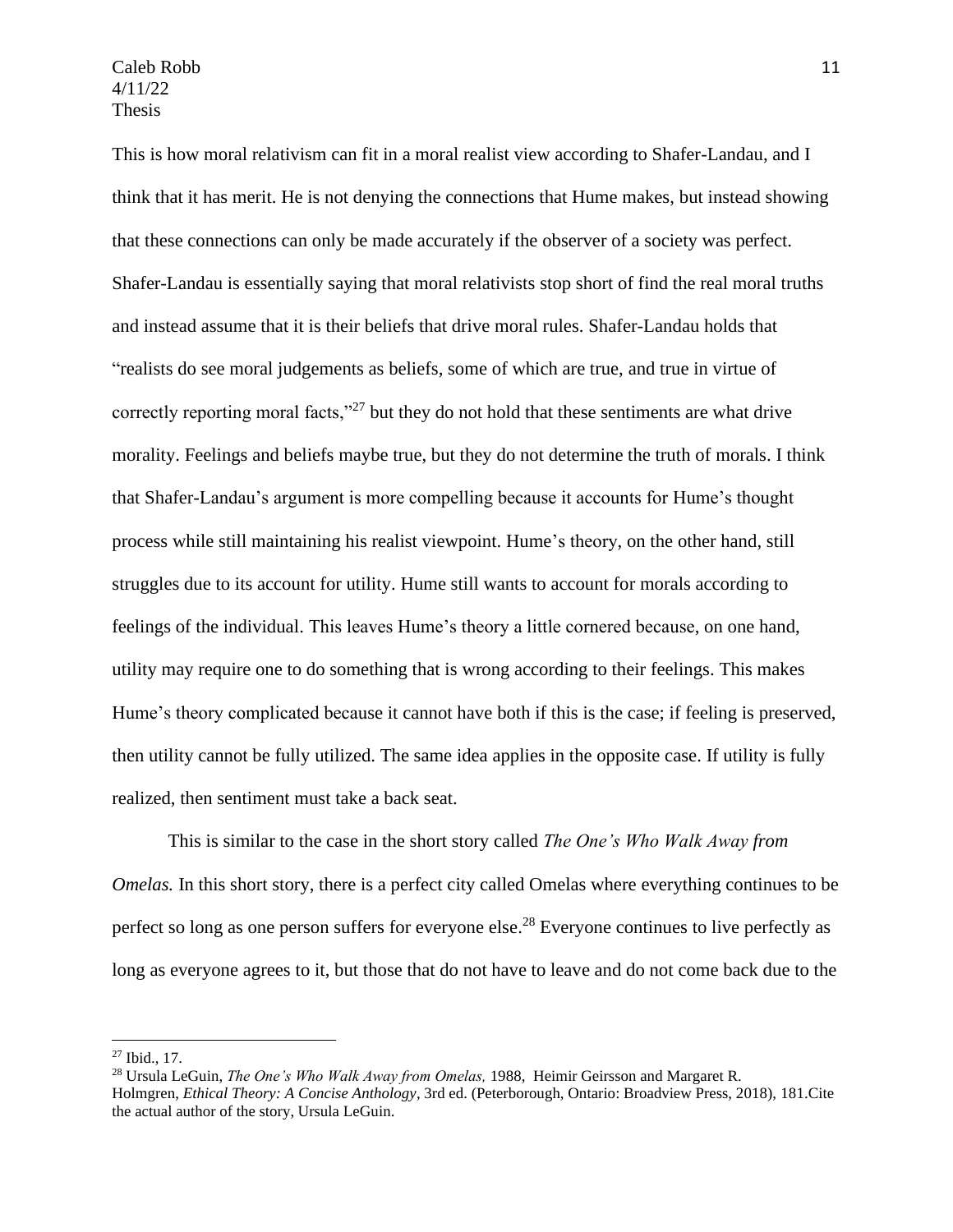This is how moral relativism can fit in a moral realist view according to Shafer-Landau, and I think that it has merit. He is not denying the connections that Hume makes, but instead showing that these connections can only be made accurately if the observer of a society was perfect. Shafer-Landau is essentially saying that moral relativists stop short of find the real moral truths and instead assume that it is their beliefs that drive moral rules. Shafer-Landau holds that "realists do see moral judgements as beliefs, some of which are true, and true in virtue of correctly reporting moral facts,"[27] but they do not hold that these sentiments are what drive morality. Feelings and beliefs maybe true, but they do not determine the truth of morals. I think that Shafer-Landau's argument is more compelling because it accounts for Hume's thought process while still maintaining his realist viewpoint. Hume's theory, on the other hand, still struggles due to its account for utility. Hume still wants to account for morals according to feelings of the individual. This leaves Hume's theory a little cornered because, on one hand, utility may require one to do something that is wrong according to their feelings. This makes Hume's theory complicated because it cannot have both if this is the case; if feeling is preserved, then utility cannot be fully utilized. The same idea applies in the opposite case. If utility is fully realized, then sentiment must take a back seat.

This is similar to the case in the short story called *The One's Who Walk Away from Omelas.* In this short story, there is a perfect city called Omelas where everything continues to be perfect so long as one person suffers for everyone else.[28] Everyone continues to live perfectly as long as everyone agrees to it, but those that do not have to leave and do not come back due to the

---

[27] Ibid., 17.

[28] Ursula LeGuin, *The One's Who Walk Away from Omelas,* 1988, Heimir Geirsson and Margaret R. Holmgren, *Ethical Theory: A Concise Anthology*, 3rd ed. (Peterborough, Ontario: Broadview Press, 2018), 181.Cite the actual author of the story, Ursula LeGuin.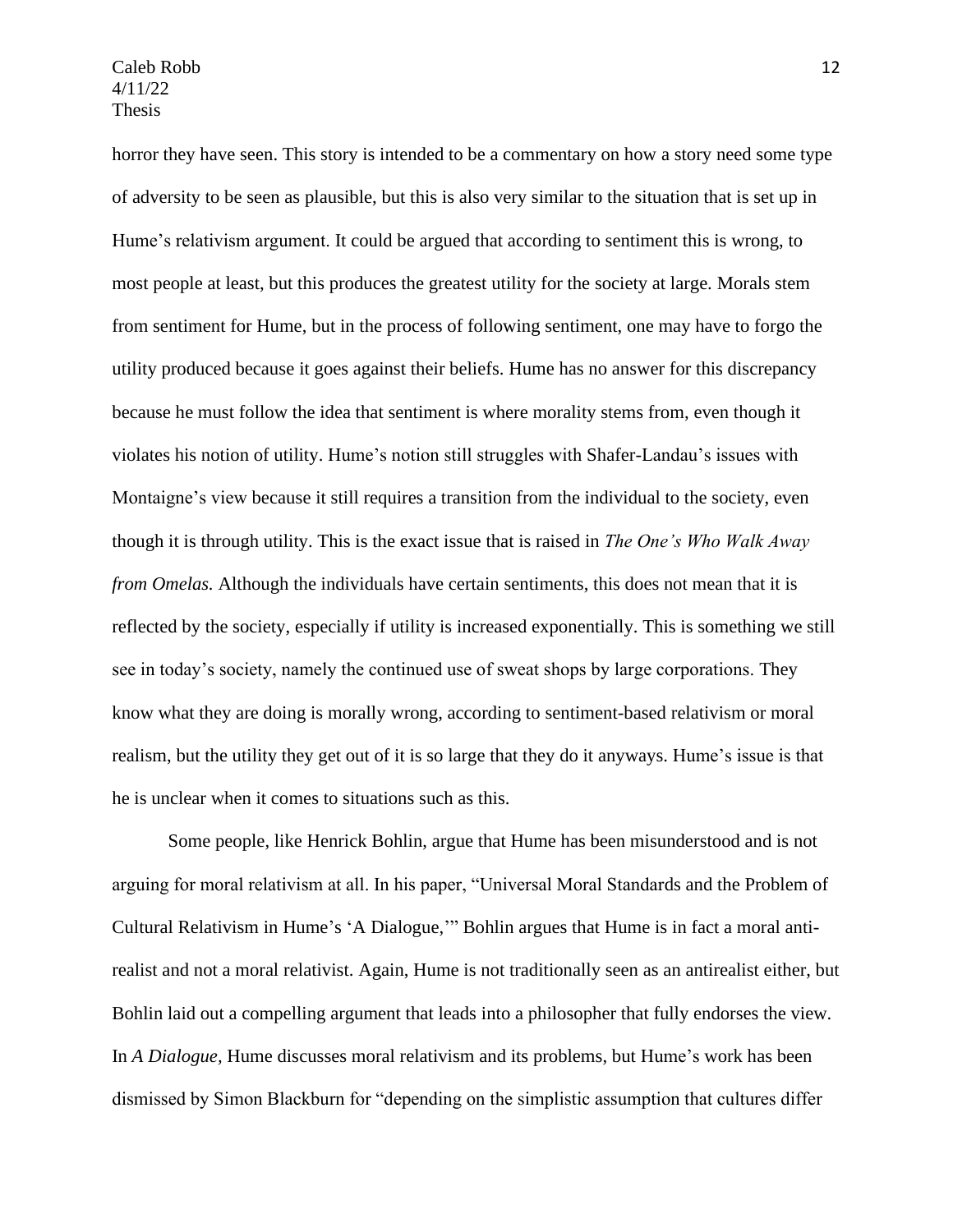horror they have seen. This story is intended to be a commentary on how a story need some type of adversity to be seen as plausible, but this is also very similar to the situation that is set up in Hume's relativism argument. It could be argued that according to sentiment this is wrong, to most people at least, but this produces the greatest utility for the society at large. Morals stem from sentiment for Hume, but in the process of following sentiment, one may have to forgo the utility produced because it goes against their beliefs. Hume has no answer for this discrepancy because he must follow the idea that sentiment is where morality stems from, even though it violates his notion of utility. Hume's notion still struggles with Shafer-Landau's issues with Montaigne's view because it still requires a transition from the individual to the society, even though it is through utility. This is the exact issue that is raised in *The One's Who Walk Away from Omelas.* Although the individuals have certain sentiments, this does not mean that it is reflected by the society, especially if utility is increased exponentially. This is something we still see in today's society, namely the continued use of sweat shops by large corporations. They know what they are doing is morally wrong, according to sentiment-based relativism or moral realism, but the utility they get out of it is so large that they do it anyways. Hume's issue is that he is unclear when it comes to situations such as this.

Some people, like Henrick Bohlin, argue that Hume has been misunderstood and is not arguing for moral relativism at all. In his paper, "Universal Moral Standards and the Problem of Cultural Relativism in Hume's 'A Dialogue,'" Bohlin argues that Hume is in fact a moral anti-realist and not a moral relativist. Again, Hume is not traditionally seen as an antirealist either, but Bohlin laid out a compelling argument that leads into a philosopher that fully endorses the view. In *A Dialogue,* Hume discusses moral relativism and its problems, but Hume's work has been dismissed by Simon Blackburn for "depending on the simplistic assumption that cultures differ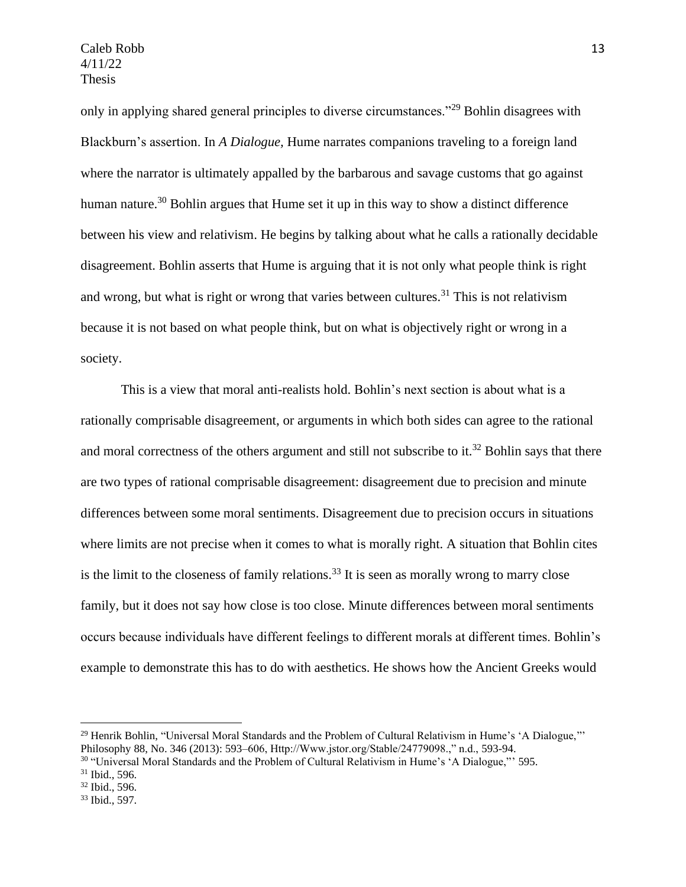only in applying shared general principles to diverse circumstances."[29] Bohlin disagrees with Blackburn's assertion. In *A Dialogue,* Hume narrates companions traveling to a foreign land where the narrator is ultimately appalled by the barbarous and savage customs that go against human nature.[30] Bohlin argues that Hume set it up in this way to show a distinct difference between his view and relativism. He begins by talking about what he calls a rationally decidable disagreement. Bohlin asserts that Hume is arguing that it is not only what people think is right and wrong, but what is right or wrong that varies between cultures.[31] This is not relativism because it is not based on what people think, but on what is objectively right or wrong in a society.

This is a view that moral anti-realists hold. Bohlin's next section is about what is a rationally comprisable disagreement, or arguments in which both sides can agree to the rational and moral correctness of the others argument and still not subscribe to it.[32] Bohlin says that there are two types of rational comprisable disagreement: disagreement due to precision and minute differences between some moral sentiments. Disagreement due to precision occurs in situations where limits are not precise when it comes to what is morally right. A situation that Bohlin cites is the limit to the closeness of family relations.[33] It is seen as morally wrong to marry close family, but it does not say how close is too close. Minute differences between moral sentiments occurs because individuals have different feelings to different morals at different times. Bohlin's example to demonstrate this has to do with aesthetics. He shows how the Ancient Greeks would

---

[29] Henrik Bohlin, "Universal Moral Standards and the Problem of Cultural Relativism in Hume's 'A Dialogue,"' Philosophy 88, No. 346 (2013): 593–606, Http://Www.jstor.org/Stable/24779098.," n.d., 593-94.

[30] "Universal Moral Standards and the Problem of Cultural Relativism in Hume's 'A Dialogue,"' 595.

[31] Ibid., 596.

[32] Ibid., 596.

[33] Ibid., 597.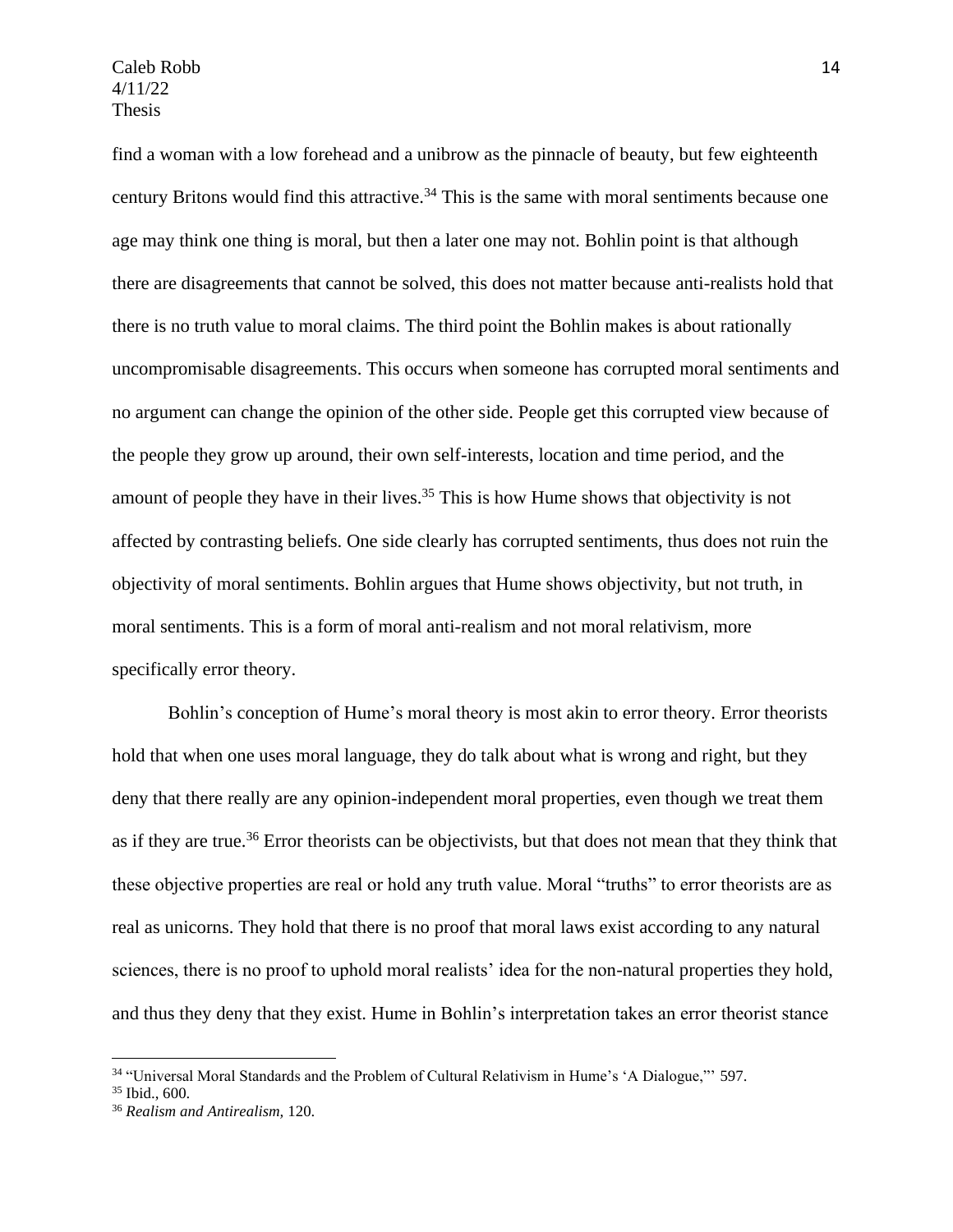find a woman with a low forehead and a unibrow as the pinnacle of beauty, but few eighteenth century Britons would find this attractive.[34] This is the same with moral sentiments because one age may think one thing is moral, but then a later one may not. Bohlin point is that although there are disagreements that cannot be solved, this does not matter because anti-realists hold that there is no truth value to moral claims. The third point the Bohlin makes is about rationally uncompromisable disagreements. This occurs when someone has corrupted moral sentiments and no argument can change the opinion of the other side. People get this corrupted view because of the people they grow up around, their own self-interests, location and time period, and the amount of people they have in their lives.[35] This is how Hume shows that objectivity is not affected by contrasting beliefs. One side clearly has corrupted sentiments, thus does not ruin the objectivity of moral sentiments. Bohlin argues that Hume shows objectivity, but not truth, in moral sentiments. This is a form of moral anti-realism and not moral relativism, more specifically error theory.

Bohlin's conception of Hume's moral theory is most akin to error theory. Error theorists hold that when one uses moral language, they do talk about what is wrong and right, but they deny that there really are any opinion-independent moral properties, even though we treat them as if they are true.[36] Error theorists can be objectivists, but that does not mean that they think that these objective properties are real or hold any truth value. Moral "truths" to error theorists are as real as unicorns. They hold that there is no proof that moral laws exist according to any natural sciences, there is no proof to uphold moral realists' idea for the non-natural properties they hold, and thus they deny that they exist. Hume in Bohlin's interpretation takes an error theorist stance

---

[34] "Universal Moral Standards and the Problem of Cultural Relativism in Hume's 'A Dialogue,"' 597.

[35] Ibid., 600.

[36] *Realism and Antirealism,* 120.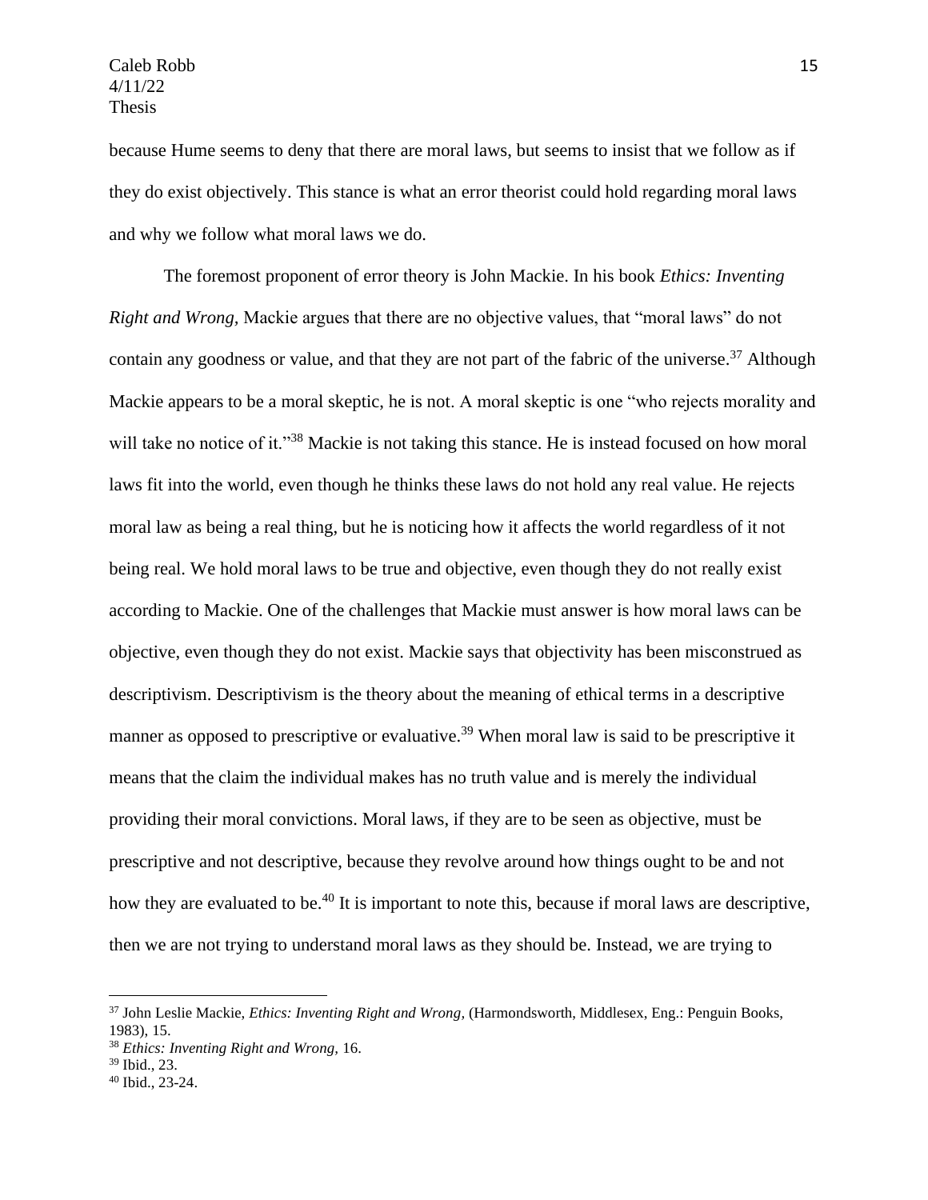because Hume seems to deny that there are moral laws, but seems to insist that we follow as if they do exist objectively. This stance is what an error theorist could hold regarding moral laws and why we follow what moral laws we do.

The foremost proponent of error theory is John Mackie. In his book *Ethics: Inventing Right and Wrong,* Mackie argues that there are no objective values, that "moral laws" do not contain any goodness or value, and that they are not part of the fabric of the universe.[37] Although Mackie appears to be a moral skeptic, he is not. A moral skeptic is one "who rejects morality and will take no notice of it."[38] Mackie is not taking this stance. He is instead focused on how moral laws fit into the world, even though he thinks these laws do not hold any real value. He rejects moral law as being a real thing, but he is noticing how it affects the world regardless of it not being real. We hold moral laws to be true and objective, even though they do not really exist according to Mackie. One of the challenges that Mackie must answer is how moral laws can be objective, even though they do not exist. Mackie says that objectivity has been misconstrued as descriptivism. Descriptivism is the theory about the meaning of ethical terms in a descriptive manner as opposed to prescriptive or evaluative.[39] When moral law is said to be prescriptive it means that the claim the individual makes has no truth value and is merely the individual providing their moral convictions. Moral laws, if they are to be seen as objective, must be prescriptive and not descriptive, because they revolve around how things ought to be and not how they are evaluated to be.[40] It is important to note this, because if moral laws are descriptive, then we are not trying to understand moral laws as they should be. Instead, we are trying to

---

[37] John Leslie Mackie, *Ethics: Inventing Right and Wrong,* (Harmondsworth, Middlesex, Eng.: Penguin Books, 1983), 15.

[38] *Ethics: Inventing Right and Wrong,* 16.

[39] Ibid., 23.

[40] Ibid., 23-24.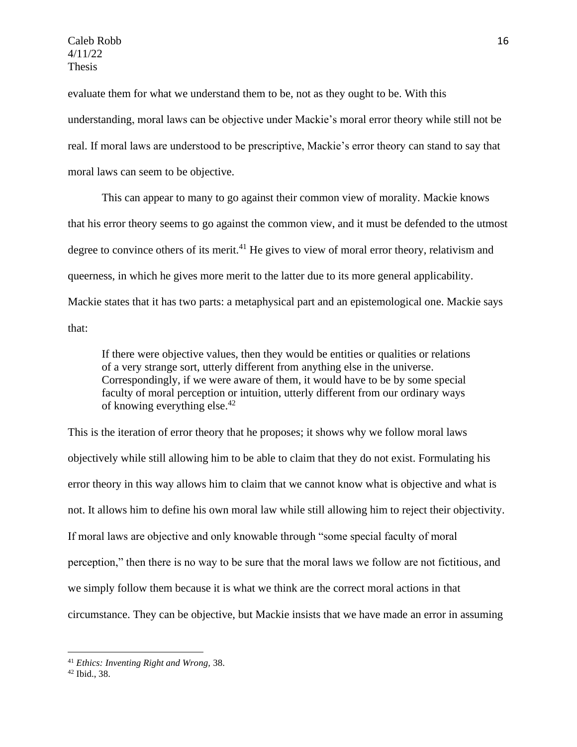evaluate them for what we understand them to be, not as they ought to be. With this understanding, moral laws can be objective under Mackie's moral error theory while still not be real. If moral laws are understood to be prescriptive, Mackie's error theory can stand to say that moral laws can seem to be objective.

This can appear to many to go against their common view of morality. Mackie knows that his error theory seems to go against the common view, and it must be defended to the utmost degree to convince others of its merit.[41] He gives to view of moral error theory, relativism and queerness, in which he gives more merit to the latter due to its more general applicability. Mackie states that it has two parts: a metaphysical part and an epistemological one. Mackie says that:

> If there were objective values, then they would be entities or qualities or relations of a very strange sort, utterly different from anything else in the universe. Correspondingly, if we were aware of them, it would have to be by some special faculty of moral perception or intuition, utterly different from our ordinary ways of knowing everything else.[42]

This is the iteration of error theory that he proposes; it shows why we follow moral laws objectively while still allowing him to be able to claim that they do not exist. Formulating his error theory in this way allows him to claim that we cannot know what is objective and what is not. It allows him to define his own moral law while still allowing him to reject their objectivity. If moral laws are objective and only knowable through "some special faculty of moral perception," then there is no way to be sure that the moral laws we follow are not fictitious, and we simply follow them because it is what we think are the correct moral actions in that circumstance. They can be objective, but Mackie insists that we have made an error in assuming

---

[41] *Ethics: Inventing Right and Wrong,* 38.

[42] Ibid., 38.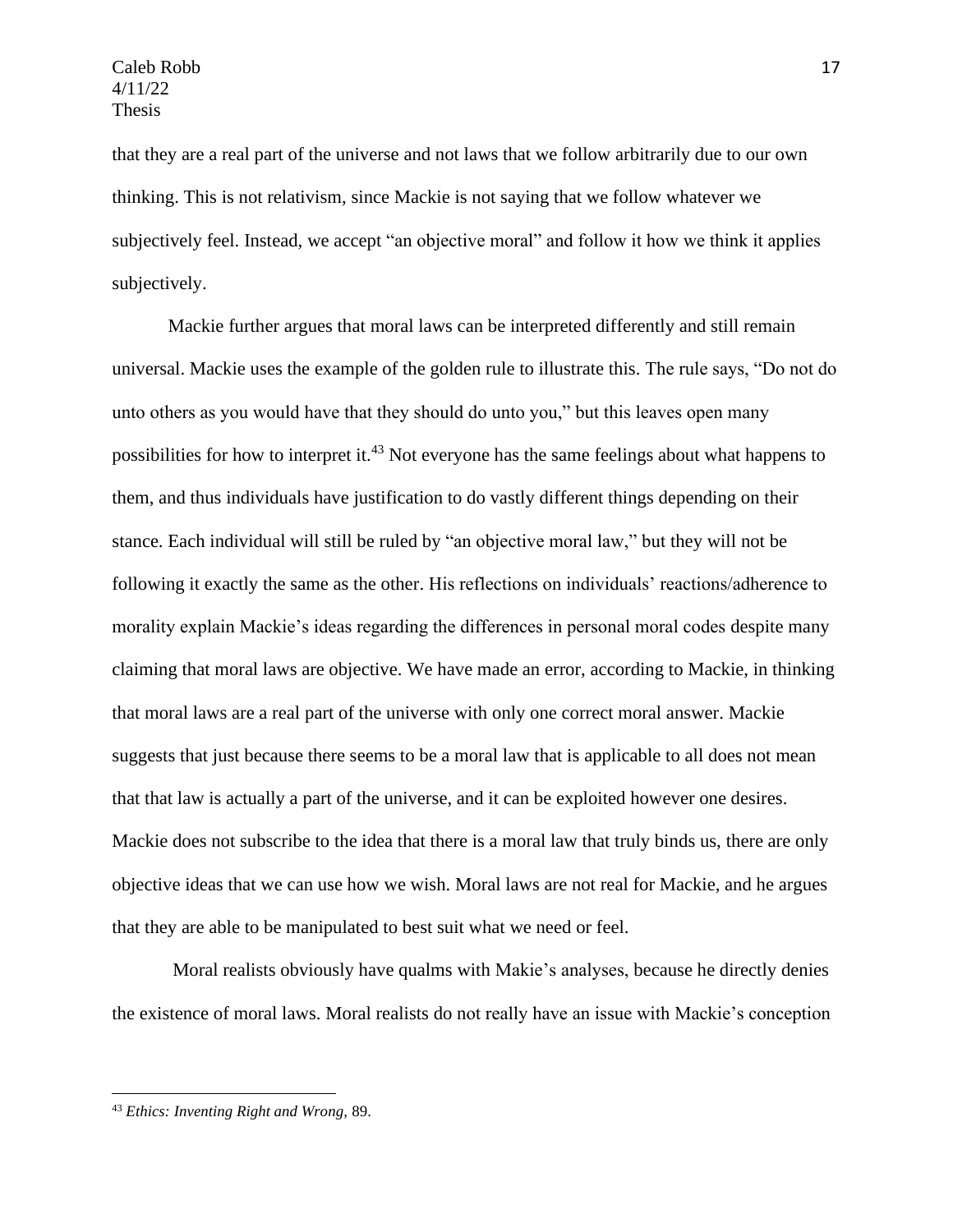that they are a real part of the universe and not laws that we follow arbitrarily due to our own thinking. This is not relativism, since Mackie is not saying that we follow whatever we subjectively feel. Instead, we accept "an objective moral" and follow it how we think it applies subjectively.

Mackie further argues that moral laws can be interpreted differently and still remain universal. Mackie uses the example of the golden rule to illustrate this. The rule says, "Do not do unto others as you would have that they should do unto you," but this leaves open many possibilities for how to interpret it.[43] Not everyone has the same feelings about what happens to them, and thus individuals have justification to do vastly different things depending on their stance. Each individual will still be ruled by "an objective moral law," but they will not be following it exactly the same as the other. His reflections on individuals' reactions/adherence to morality explain Mackie's ideas regarding the differences in personal moral codes despite many claiming that moral laws are objective. We have made an error, according to Mackie, in thinking that moral laws are a real part of the universe with only one correct moral answer. Mackie suggests that just because there seems to be a moral law that is applicable to all does not mean that that law is actually a part of the universe, and it can be exploited however one desires. Mackie does not subscribe to the idea that there is a moral law that truly binds us, there are only objective ideas that we can use how we wish. Moral laws are not real for Mackie, and he argues that they are able to be manipulated to best suit what we need or feel.

Moral realists obviously have qualms with Makie's analyses, because he directly denies the existence of moral laws. Moral realists do not really have an issue with Mackie's conception

---

[43] *Ethics: Inventing Right and Wrong,* 89.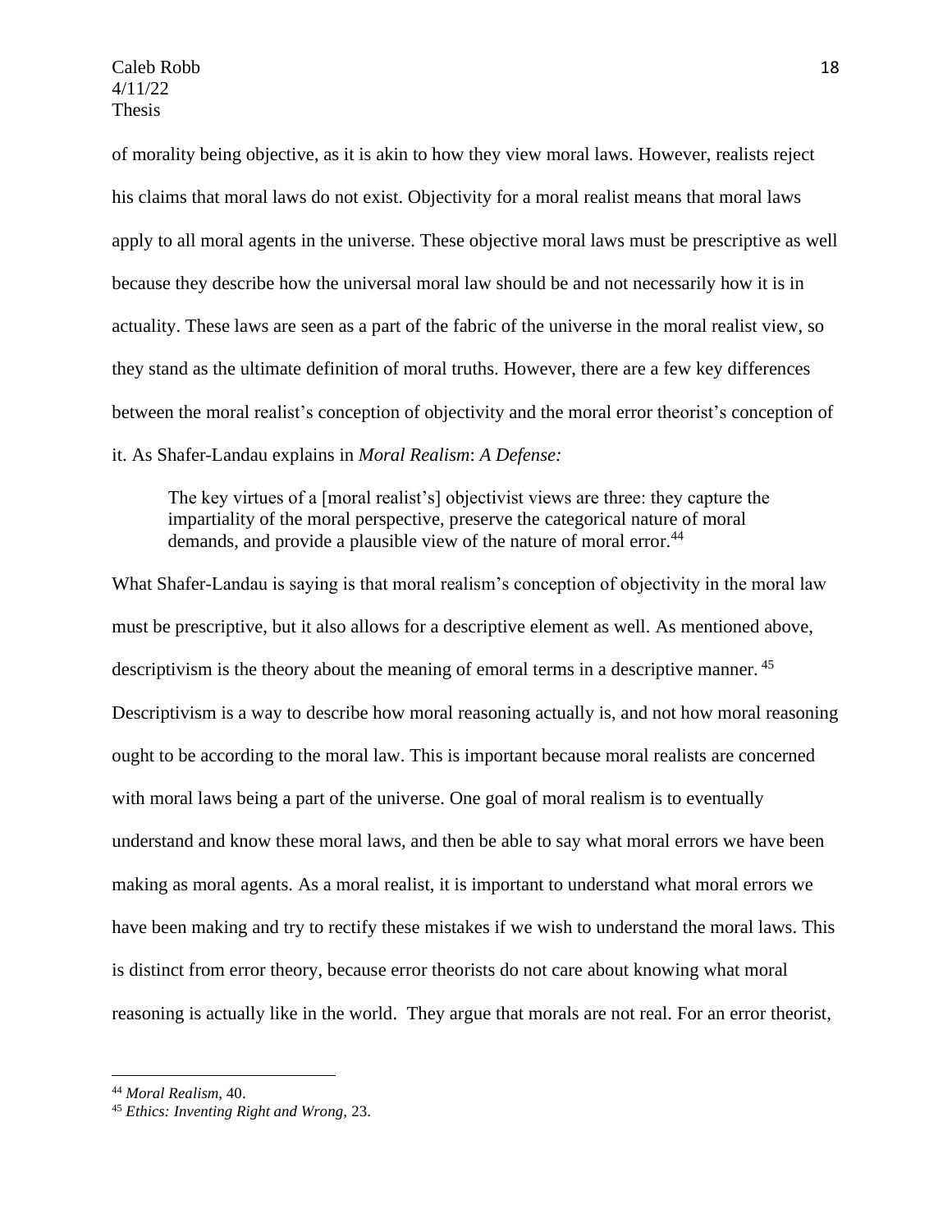of morality being objective, as it is akin to how they view moral laws. However, realists reject his claims that moral laws do not exist. Objectivity for a moral realist means that moral laws apply to all moral agents in the universe. These objective moral laws must be prescriptive as well because they describe how the universal moral law should be and not necessarily how it is in actuality. These laws are seen as a part of the fabric of the universe in the moral realist view, so they stand as the ultimate definition of moral truths. However, there are a few key differences between the moral realist's conception of objectivity and the moral error theorist's conception of it. As Shafer-Landau explains in *Moral Realism*: *A Defense:*

> The key virtues of a [moral realist's] objectivist views are three: they capture the impartiality of the moral perspective, preserve the categorical nature of moral demands, and provide a plausible view of the nature of moral error.[44]

What Shafer-Landau is saying is that moral realism's conception of objectivity in the moral law must be prescriptive, but it also allows for a descriptive element as well. As mentioned above, descriptivism is the theory about the meaning of emoral terms in a descriptive manner. [45] Descriptivism is a way to describe how moral reasoning actually is, and not how moral reasoning ought to be according to the moral law. This is important because moral realists are concerned with moral laws being a part of the universe. One goal of moral realism is to eventually understand and know these moral laws, and then be able to say what moral errors we have been making as moral agents. As a moral realist, it is important to understand what moral errors we have been making and try to rectify these mistakes if we wish to understand the moral laws. This is distinct from error theory, because error theorists do not care about knowing what moral reasoning is actually like in the world. They argue that morals are not real. For an error theorist,

---

[44] *Moral Realism*, 40.

[45] *Ethics: Inventing Right and Wrong,* 23.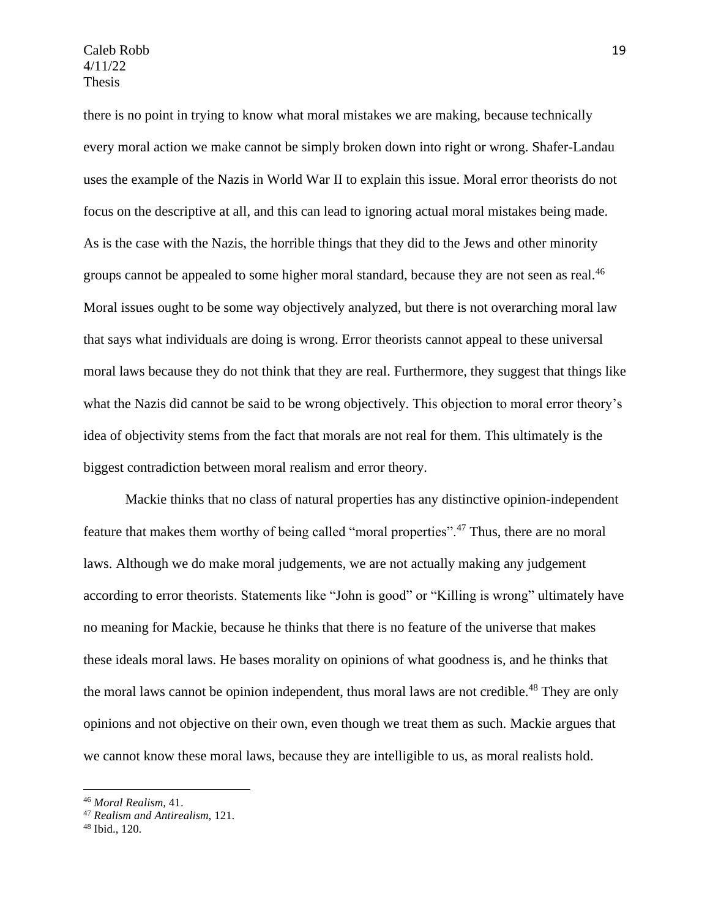there is no point in trying to know what moral mistakes we are making, because technically every moral action we make cannot be simply broken down into right or wrong. Shafer-Landau uses the example of the Nazis in World War II to explain this issue. Moral error theorists do not focus on the descriptive at all, and this can lead to ignoring actual moral mistakes being made. As is the case with the Nazis, the horrible things that they did to the Jews and other minority groups cannot be appealed to some higher moral standard, because they are not seen as real.[46] Moral issues ought to be some way objectively analyzed, but there is not overarching moral law that says what individuals are doing is wrong. Error theorists cannot appeal to these universal moral laws because they do not think that they are real. Furthermore, they suggest that things like what the Nazis did cannot be said to be wrong objectively. This objection to moral error theory's idea of objectivity stems from the fact that morals are not real for them. This ultimately is the biggest contradiction between moral realism and error theory.

Mackie thinks that no class of natural properties has any distinctive opinion-independent feature that makes them worthy of being called "moral properties".[47] Thus, there are no moral laws. Although we do make moral judgements, we are not actually making any judgement according to error theorists. Statements like "John is good" or "Killing is wrong" ultimately have no meaning for Mackie, because he thinks that there is no feature of the universe that makes these ideals moral laws. He bases morality on opinions of what goodness is, and he thinks that the moral laws cannot be opinion independent, thus moral laws are not credible.[48] They are only opinions and not objective on their own, even though we treat them as such. Mackie argues that we cannot know these moral laws, because they are intelligible to us, as moral realists hold.

---

[46] *Moral Realism*, 41.

[47] *Realism and Antirealism*, 121.

[48] Ibid., 120.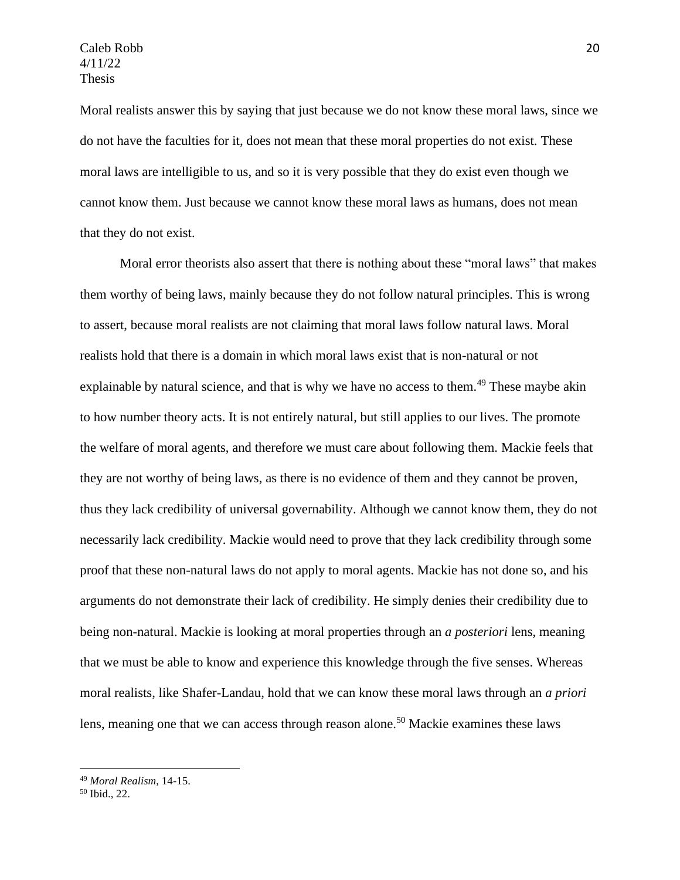Moral realists answer this by saying that just because we do not know these moral laws, since we do not have the faculties for it, does not mean that these moral properties do not exist. These moral laws are intelligible to us, and so it is very possible that they do exist even though we cannot know them. Just because we cannot know these moral laws as humans, does not mean that they do not exist.

Moral error theorists also assert that there is nothing about these "moral laws" that makes them worthy of being laws, mainly because they do not follow natural principles. This is wrong to assert, because moral realists are not claiming that moral laws follow natural laws. Moral realists hold that there is a domain in which moral laws exist that is non-natural or not explainable by natural science, and that is why we have no access to them.[49] These maybe akin to how number theory acts. It is not entirely natural, but still applies to our lives. The promote the welfare of moral agents, and therefore we must care about following them. Mackie feels that they are not worthy of being laws, as there is no evidence of them and they cannot be proven, thus they lack credibility of universal governability. Although we cannot know them, they do not necessarily lack credibility. Mackie would need to prove that they lack credibility through some proof that these non-natural laws do not apply to moral agents. Mackie has not done so, and his arguments do not demonstrate their lack of credibility. He simply denies their credibility due to being non-natural. Mackie is looking at moral properties through an *a posteriori* lens, meaning that we must be able to know and experience this knowledge through the five senses. Whereas moral realists, like Shafer-Landau, hold that we can know these moral laws through an *a priori* lens, meaning one that we can access through reason alone.[50] Mackie examines these laws

---

[49] *Moral Realism*, 14-15.

[50] Ibid., 22.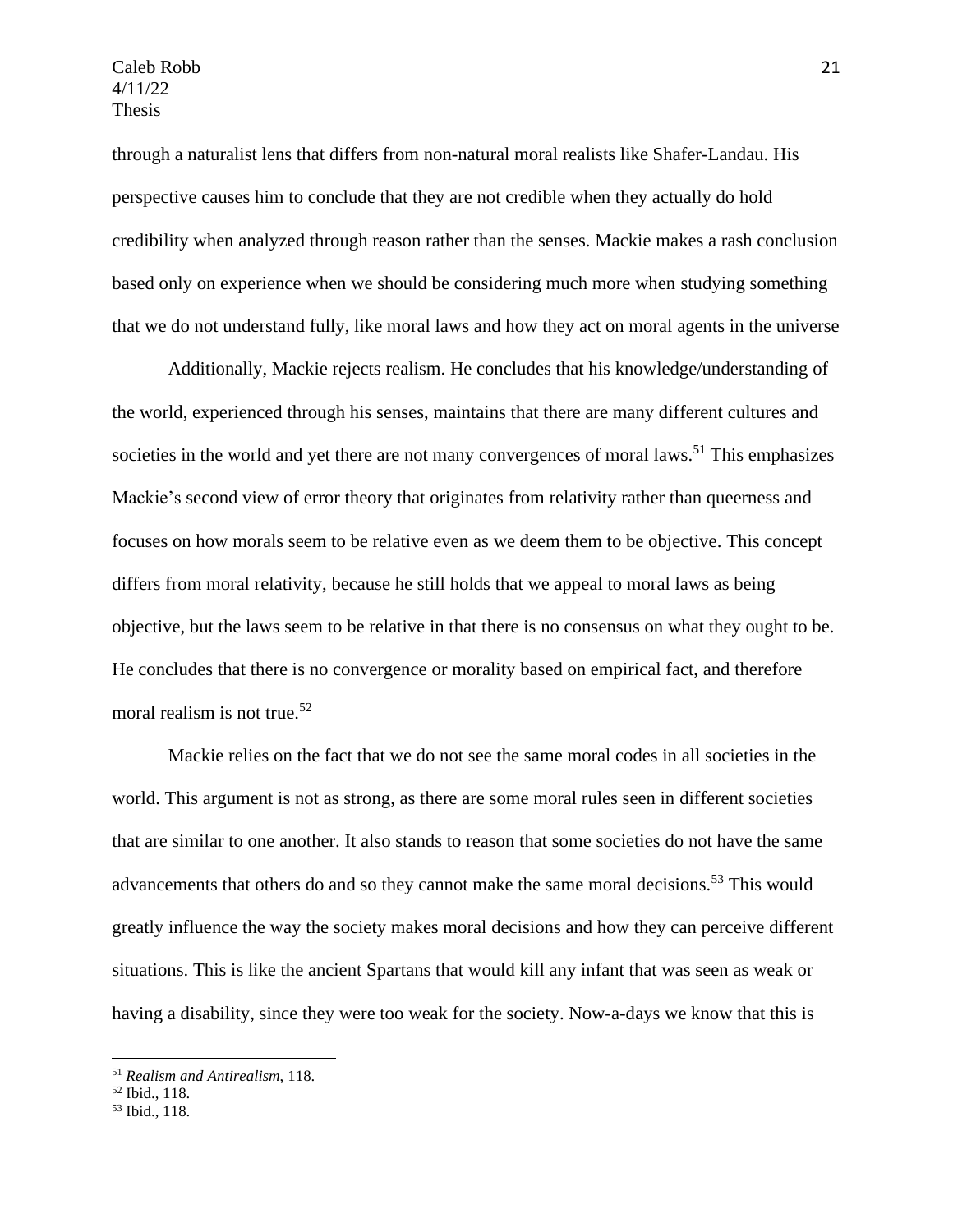through a naturalist lens that differs from non-natural moral realists like Shafer-Landau. His perspective causes him to conclude that they are not credible when they actually do hold credibility when analyzed through reason rather than the senses. Mackie makes a rash conclusion based only on experience when we should be considering much more when studying something that we do not understand fully, like moral laws and how they act on moral agents in the universe

Additionally, Mackie rejects realism. He concludes that his knowledge/understanding of the world, experienced through his senses, maintains that there are many different cultures and societies in the world and yet there are not many convergences of moral laws.[51] This emphasizes Mackie's second view of error theory that originates from relativity rather than queerness and focuses on how morals seem to be relative even as we deem them to be objective. This concept differs from moral relativity, because he still holds that we appeal to moral laws as being objective, but the laws seem to be relative in that there is no consensus on what they ought to be. He concludes that there is no convergence or morality based on empirical fact, and therefore moral realism is not true.[52]

Mackie relies on the fact that we do not see the same moral codes in all societies in the world. This argument is not as strong, as there are some moral rules seen in different societies that are similar to one another. It also stands to reason that some societies do not have the same advancements that others do and so they cannot make the same moral decisions.[53] This would greatly influence the way the society makes moral decisions and how they can perceive different situations. This is like the ancient Spartans that would kill any infant that was seen as weak or having a disability, since they were too weak for the society. Now-a-days we know that this is

---

[51] *Realism and Antirealism*, 118.

[52] Ibid., 118.

[53] Ibid., 118.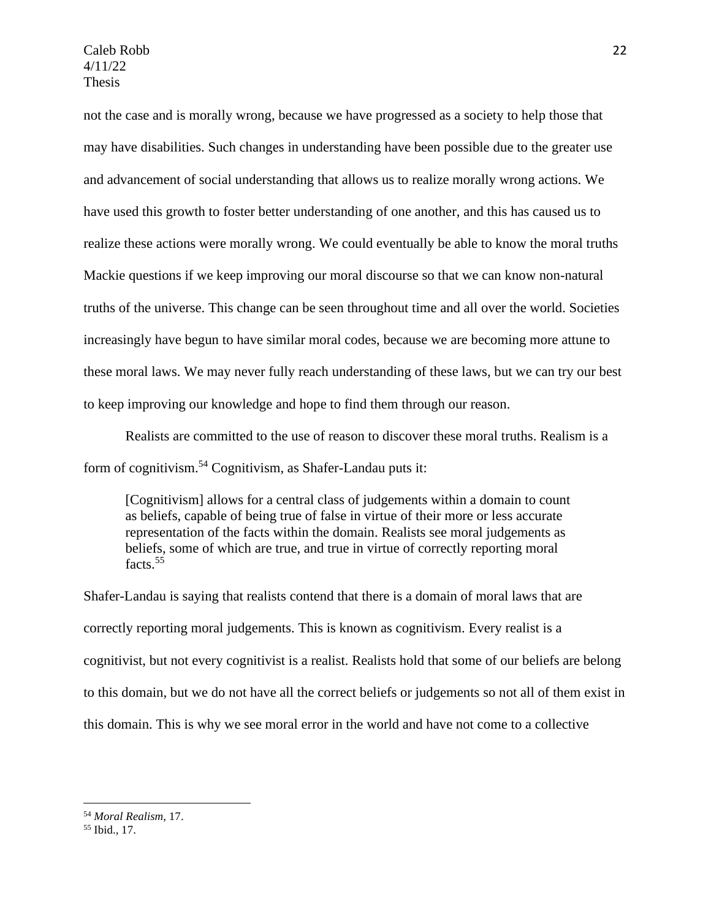not the case and is morally wrong, because we have progressed as a society to help those that may have disabilities. Such changes in understanding have been possible due to the greater use and advancement of social understanding that allows us to realize morally wrong actions. We have used this growth to foster better understanding of one another, and this has caused us to realize these actions were morally wrong. We could eventually be able to know the moral truths Mackie questions if we keep improving our moral discourse so that we can know non-natural truths of the universe. This change can be seen throughout time and all over the world. Societies increasingly have begun to have similar moral codes, because we are becoming more attune to these moral laws. We may never fully reach understanding of these laws, but we can try our best to keep improving our knowledge and hope to find them through our reason.

Realists are committed to the use of reason to discover these moral truths. Realism is a form of cognitivism.[54] Cognitivism, as Shafer-Landau puts it:

> [Cognitivism] allows for a central class of judgements within a domain to count as beliefs, capable of being true of false in virtue of their more or less accurate representation of the facts within the domain. Realists see moral judgements as beliefs, some of which are true, and true in virtue of correctly reporting moral facts.[55]

Shafer-Landau is saying that realists contend that there is a domain of moral laws that are correctly reporting moral judgements. This is known as cognitivism. Every realist is a cognitivist, but not every cognitivist is a realist. Realists hold that some of our beliefs are belong to this domain, but we do not have all the correct beliefs or judgements so not all of them exist in this domain. This is why we see moral error in the world and have not come to a collective

[54] *Moral Realism*, 17.

[55] Ibid., 17.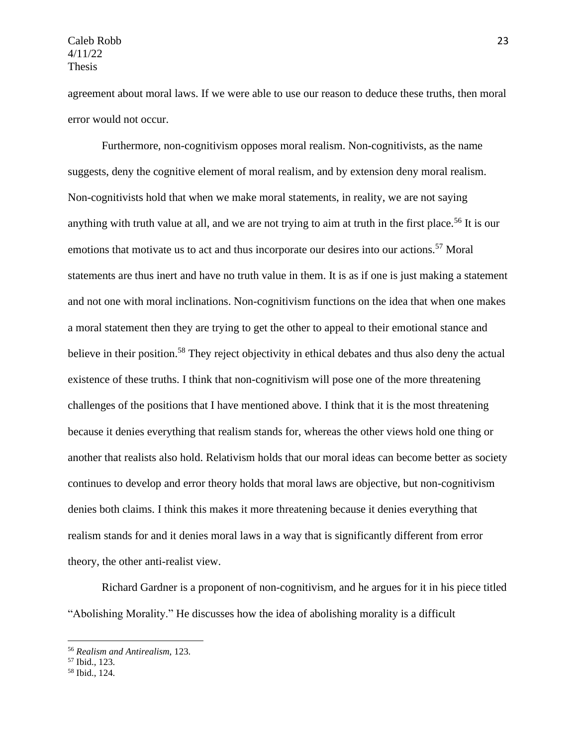agreement about moral laws. If we were able to use our reason to deduce these truths, then moral error would not occur.

Furthermore, non-cognitivism opposes moral realism. Non-cognitivists, as the name suggests, deny the cognitive element of moral realism, and by extension deny moral realism. Non-cognitivists hold that when we make moral statements, in reality, we are not saying anything with truth value at all, and we are not trying to aim at truth in the first place.[56] It is our emotions that motivate us to act and thus incorporate our desires into our actions.[57] Moral statements are thus inert and have no truth value in them. It is as if one is just making a statement and not one with moral inclinations. Non-cognitivism functions on the idea that when one makes a moral statement then they are trying to get the other to appeal to their emotional stance and believe in their position.[58] They reject objectivity in ethical debates and thus also deny the actual existence of these truths. I think that non-cognitivism will pose one of the more threatening challenges of the positions that I have mentioned above. I think that it is the most threatening because it denies everything that realism stands for, whereas the other views hold one thing or another that realists also hold. Relativism holds that our moral ideas can become better as society continues to develop and error theory holds that moral laws are objective, but non-cognitivism denies both claims. I think this makes it more threatening because it denies everything that realism stands for and it denies moral laws in a way that is significantly different from error theory, the other anti-realist view.

Richard Gardner is a proponent of non-cognitivism, and he argues for it in his piece titled "Abolishing Morality." He discusses how the idea of abolishing morality is a difficult

---

[56] *Realism and Antirealism*, 123.

[57] Ibid., 123.

[58] Ibid., 124.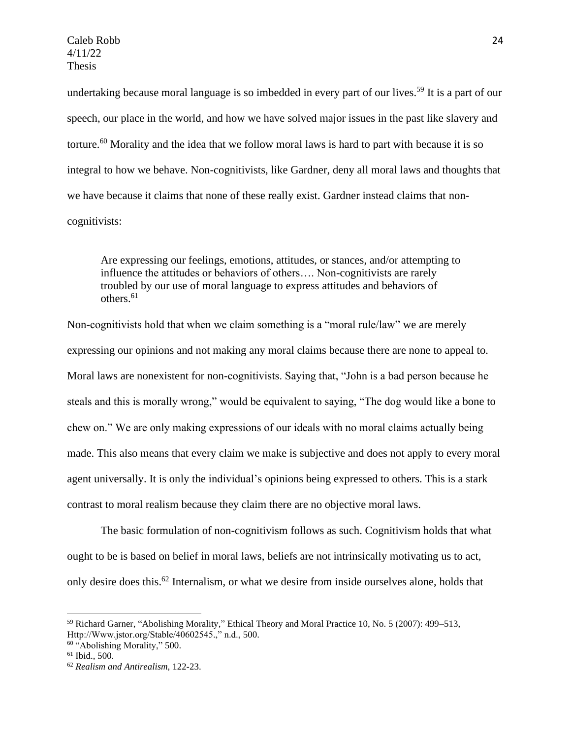undertaking because moral language is so imbedded in every part of our lives.[59] It is a part of our speech, our place in the world, and how we have solved major issues in the past like slavery and torture.[60] Morality and the idea that we follow moral laws is hard to part with because it is so integral to how we behave. Non-cognitivists, like Gardner, deny all moral laws and thoughts that we have because it claims that none of these really exist. Gardner instead claims that non-cognitivists:

> Are expressing our feelings, emotions, attitudes, or stances, and/or attempting to influence the attitudes or behaviors of others…. Non-cognitivists are rarely troubled by our use of moral language to express attitudes and behaviors of others.[61]

Non-cognitivists hold that when we claim something is a "moral rule/law" we are merely expressing our opinions and not making any moral claims because there are none to appeal to. Moral laws are nonexistent for non-cognitivists. Saying that, "John is a bad person because he steals and this is morally wrong," would be equivalent to saying, "The dog would like a bone to chew on." We are only making expressions of our ideals with no moral claims actually being made. This also means that every claim we make is subjective and does not apply to every moral agent universally. It is only the individual's opinions being expressed to others. This is a stark contrast to moral realism because they claim there are no objective moral laws.

The basic formulation of non-cognitivism follows as such. Cognitivism holds that what ought to be is based on belief in moral laws, beliefs are not intrinsically motivating us to act, only desire does this.[62] Internalism, or what we desire from inside ourselves alone, holds that

---

[59] Richard Garner, "Abolishing Morality," Ethical Theory and Moral Practice 10, No. 5 (2007): 499–513, Http://Www.jstor.org/Stable/40602545.," n.d., 500.

[60] "Abolishing Morality," 500.

[61] Ibid., 500.

[62] *Realism and Antirealism*, 122-23.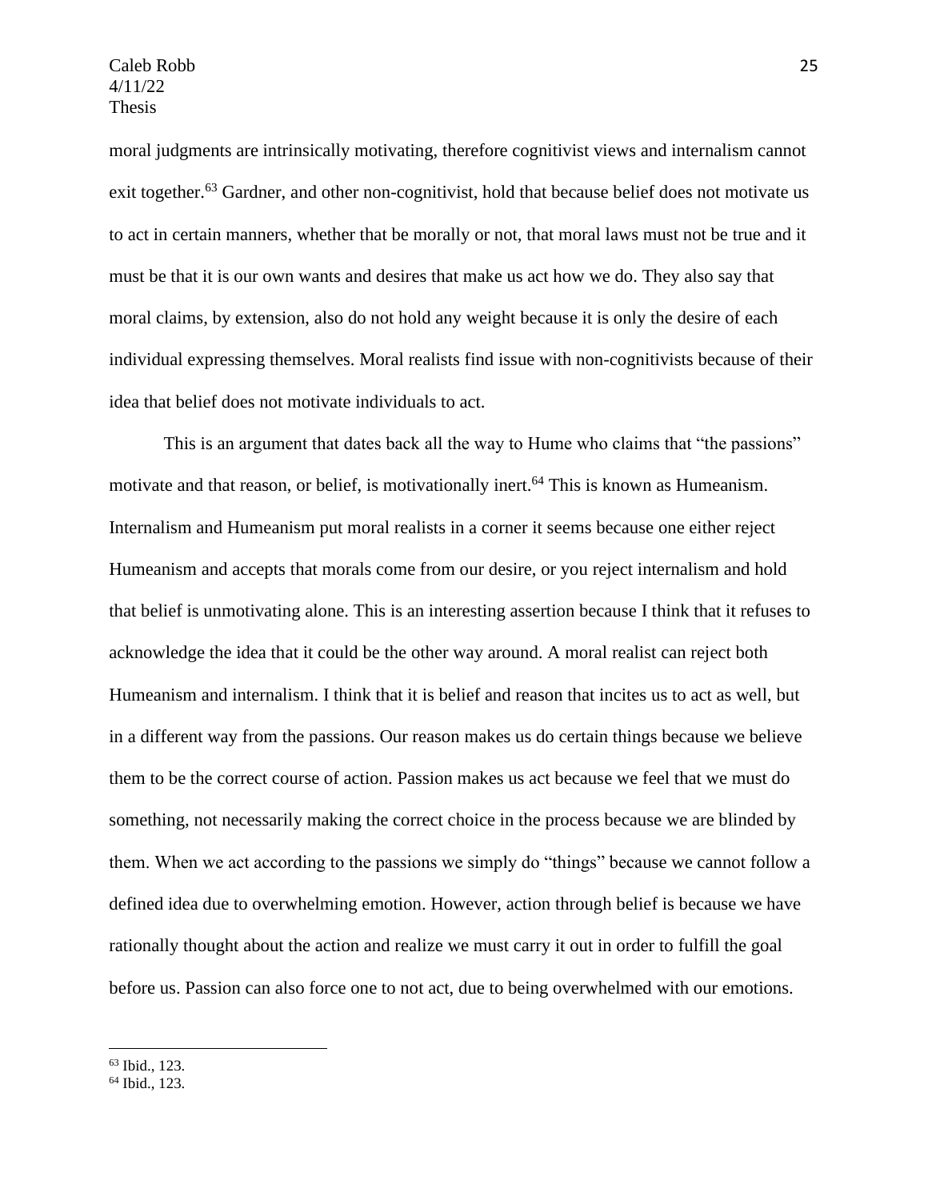moral judgments are intrinsically motivating, therefore cognitivist views and internalism cannot exit together.[63] Gardner, and other non-cognitivist, hold that because belief does not motivate us to act in certain manners, whether that be morally or not, that moral laws must not be true and it must be that it is our own wants and desires that make us act how we do. They also say that moral claims, by extension, also do not hold any weight because it is only the desire of each individual expressing themselves. Moral realists find issue with non-cognitivists because of their idea that belief does not motivate individuals to act.

This is an argument that dates back all the way to Hume who claims that "the passions" motivate and that reason, or belief, is motivationally inert.[64] This is known as Humeanism. Internalism and Humeanism put moral realists in a corner it seems because one either reject Humeanism and accepts that morals come from our desire, or you reject internalism and hold that belief is unmotivating alone. This is an interesting assertion because I think that it refuses to acknowledge the idea that it could be the other way around. A moral realist can reject both Humeanism and internalism. I think that it is belief and reason that incites us to act as well, but in a different way from the passions. Our reason makes us do certain things because we believe them to be the correct course of action. Passion makes us act because we feel that we must do something, not necessarily making the correct choice in the process because we are blinded by them. When we act according to the passions we simply do "things" because we cannot follow a defined idea due to overwhelming emotion. However, action through belief is because we have rationally thought about the action and realize we must carry it out in order to fulfill the goal before us. Passion can also force one to not act, due to being overwhelmed with our emotions.

---

[63] Ibid., 123.

[64] Ibid., 123.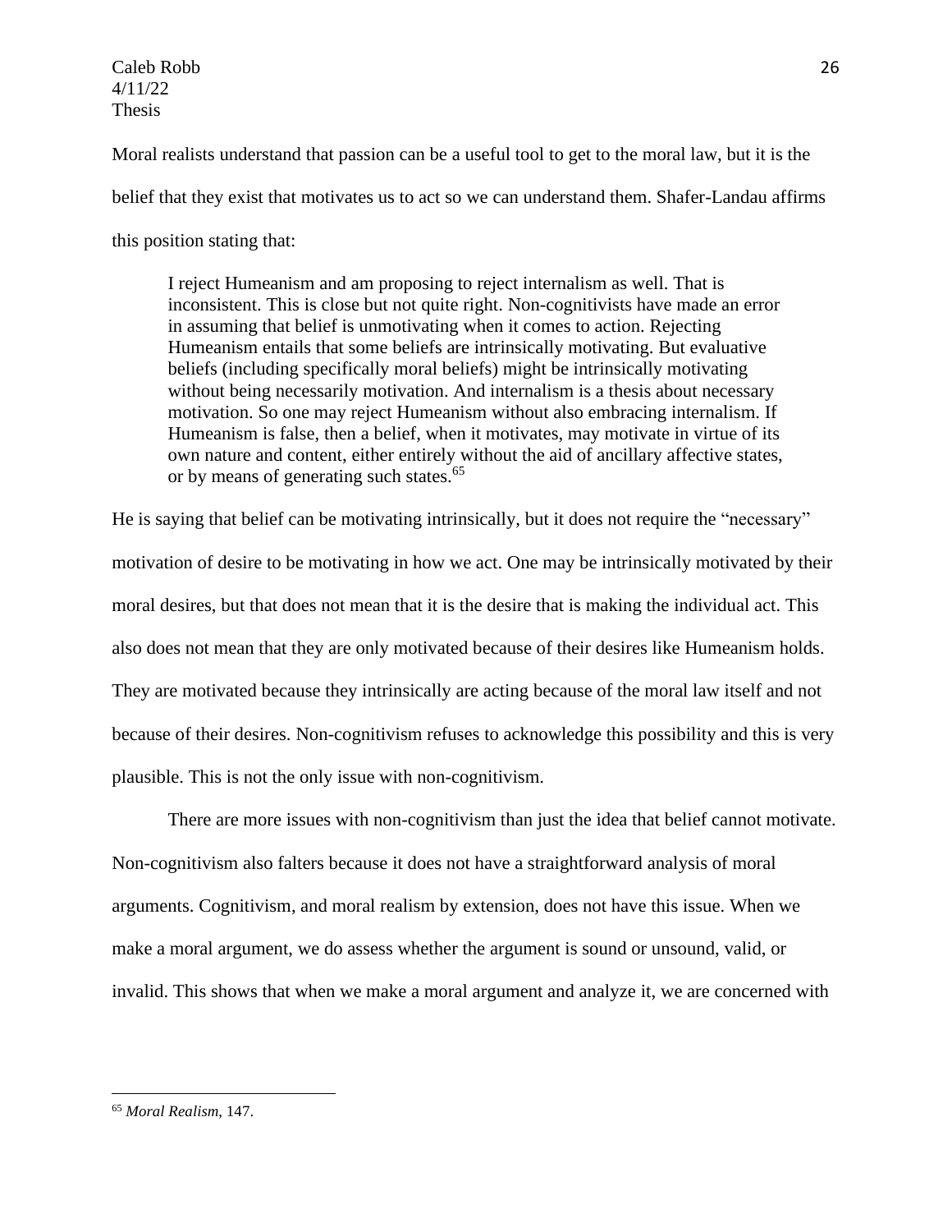Moral realists understand that passion can be a useful tool to get to the moral law, but it is the belief that they exist that motivates us to act so we can understand them. Shafer-Landau affirms this position stating that:

> I reject Humeanism and am proposing to reject internalism as well. That is inconsistent. This is close but not quite right. Non-cognitivists have made an error in assuming that belief is unmotivating when it comes to action. Rejecting Humeanism entails that some beliefs are intrinsically motivating. But evaluative beliefs (including specifically moral beliefs) might be intrinsically motivating without being necessarily motivation. And internalism is a thesis about necessary motivation. So one may reject Humeanism without also embracing internalism. If Humeanism is false, then a belief, when it motivates, may motivate in virtue of its own nature and content, either entirely without the aid of ancillary affective states, or by means of generating such states.[65]

He is saying that belief can be motivating intrinsically, but it does not require the "necessary" motivation of desire to be motivating in how we act. One may be intrinsically motivated by their moral desires, but that does not mean that it is the desire that is making the individual act. This also does not mean that they are only motivated because of their desires like Humeanism holds. They are motivated because they intrinsically are acting because of the moral law itself and not because of their desires. Non-cognitivism refuses to acknowledge this possibility and this is very plausible. This is not the only issue with non-cognitivism.

There are more issues with non-cognitivism than just the idea that belief cannot motivate. Non-cognitivism also falters because it does not have a straightforward analysis of moral arguments. Cognitivism, and moral realism by extension, does not have this issue. When we make a moral argument, we do assess whether the argument is sound or unsound, valid, or invalid. This shows that when we make a moral argument and analyze it, we are concerned with

---

[65] *Moral Realism*, 147.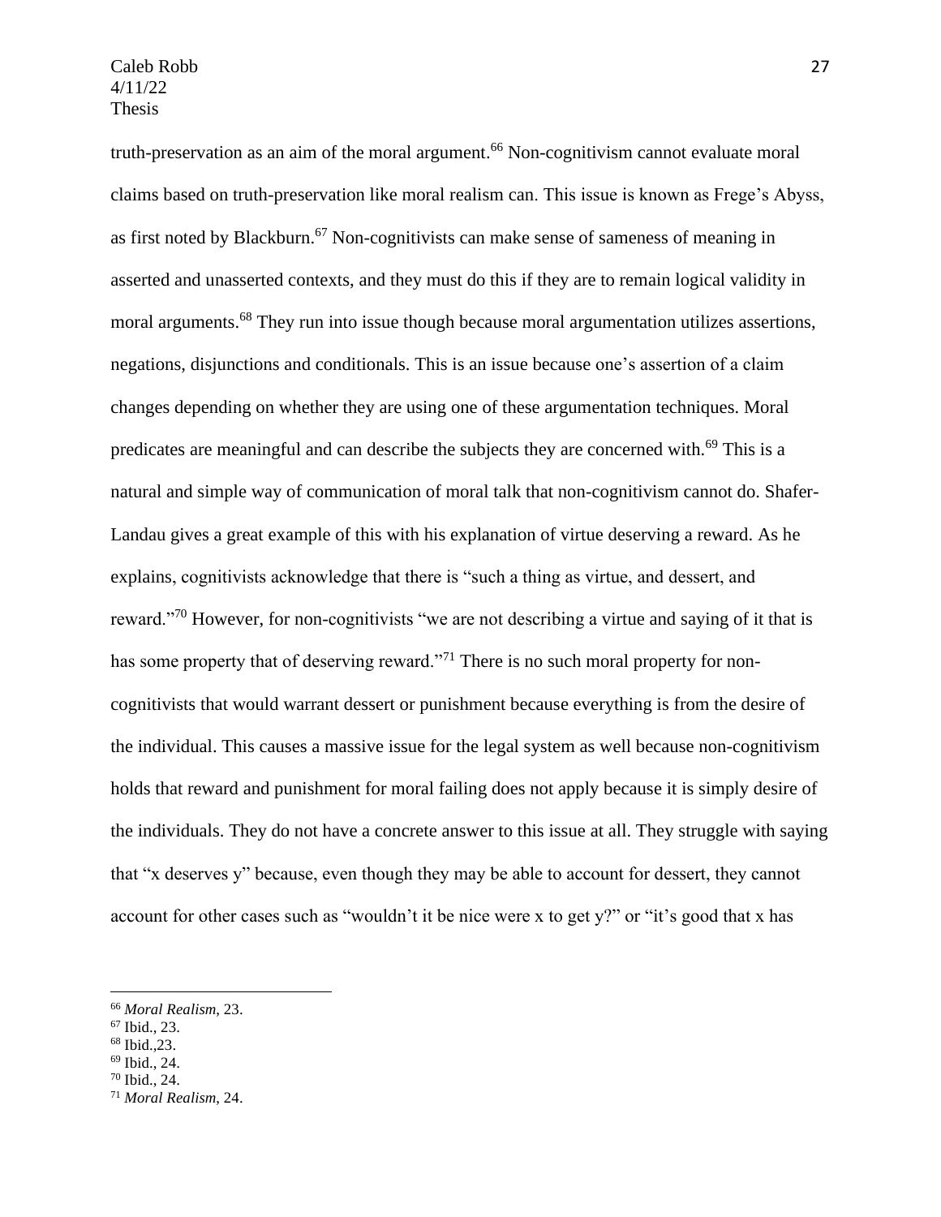truth-preservation as an aim of the moral argument.[66] Non-cognitivism cannot evaluate moral claims based on truth-preservation like moral realism can. This issue is known as Frege's Abyss, as first noted by Blackburn.[67] Non-cognitivists can make sense of sameness of meaning in asserted and unasserted contexts, and they must do this if they are to remain logical validity in moral arguments.[68] They run into issue though because moral argumentation utilizes assertions, negations, disjunctions and conditionals. This is an issue because one's assertion of a claim changes depending on whether they are using one of these argumentation techniques. Moral predicates are meaningful and can describe the subjects they are concerned with.[69] This is a natural and simple way of communication of moral talk that non-cognitivism cannot do. Shafer-Landau gives a great example of this with his explanation of virtue deserving a reward. As he explains, cognitivists acknowledge that there is "such a thing as virtue, and dessert, and reward."[70] However, for non-cognitivists "we are not describing a virtue and saying of it that is has some property that of deserving reward."[71] There is no such moral property for non-cognitivists that would warrant dessert or punishment because everything is from the desire of the individual. This causes a massive issue for the legal system as well because non-cognitivism holds that reward and punishment for moral failing does not apply because it is simply desire of the individuals. They do not have a concrete answer to this issue at all. They struggle with saying that "x deserves y" because, even though they may be able to account for dessert, they cannot account for other cases such as "wouldn't it be nice were x to get y?" or "it's good that x has

---

[66] *Moral Realism*, 23.
[67] Ibid., 23.
[68] Ibid.,23.
[69] Ibid., 24.
[70] Ibid., 24.
[71] *Moral Realism*, 24.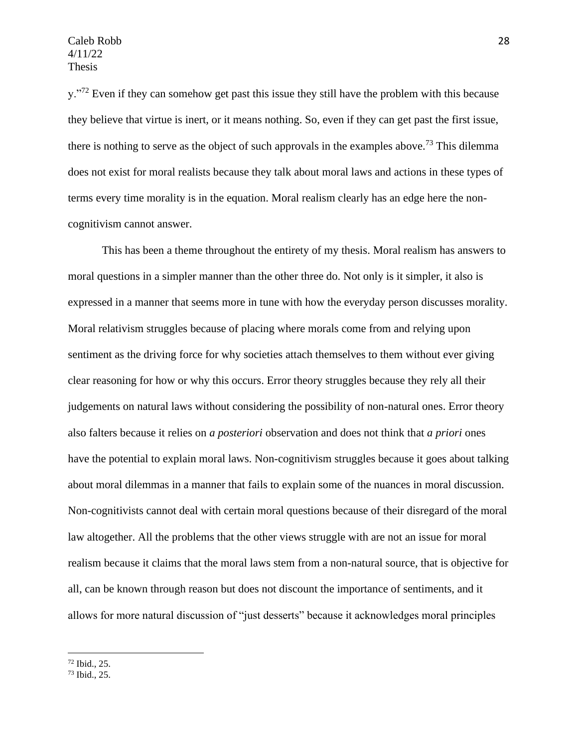y."[72] Even if they can somehow get past this issue they still have the problem with this because they believe that virtue is inert, or it means nothing. So, even if they can get past the first issue, there is nothing to serve as the object of such approvals in the examples above.[73] This dilemma does not exist for moral realists because they talk about moral laws and actions in these types of terms every time morality is in the equation. Moral realism clearly has an edge here the non-cognitivism cannot answer.

This has been a theme throughout the entirety of my thesis. Moral realism has answers to moral questions in a simpler manner than the other three do. Not only is it simpler, it also is expressed in a manner that seems more in tune with how the everyday person discusses morality. Moral relativism struggles because of placing where morals come from and relying upon sentiment as the driving force for why societies attach themselves to them without ever giving clear reasoning for how or why this occurs. Error theory struggles because they rely all their judgements on natural laws without considering the possibility of non-natural ones. Error theory also falters because it relies on *a posteriori* observation and does not think that *a priori* ones have the potential to explain moral laws. Non-cognitivism struggles because it goes about talking about moral dilemmas in a manner that fails to explain some of the nuances in moral discussion. Non-cognitivists cannot deal with certain moral questions because of their disregard of the moral law altogether. All the problems that the other views struggle with are not an issue for moral realism because it claims that the moral laws stem from a non-natural source, that is objective for all, can be known through reason but does not discount the importance of sentiments, and it allows for more natural discussion of "just desserts" because it acknowledges moral principles

---

[72] Ibid., 25.

[73] Ibid., 25.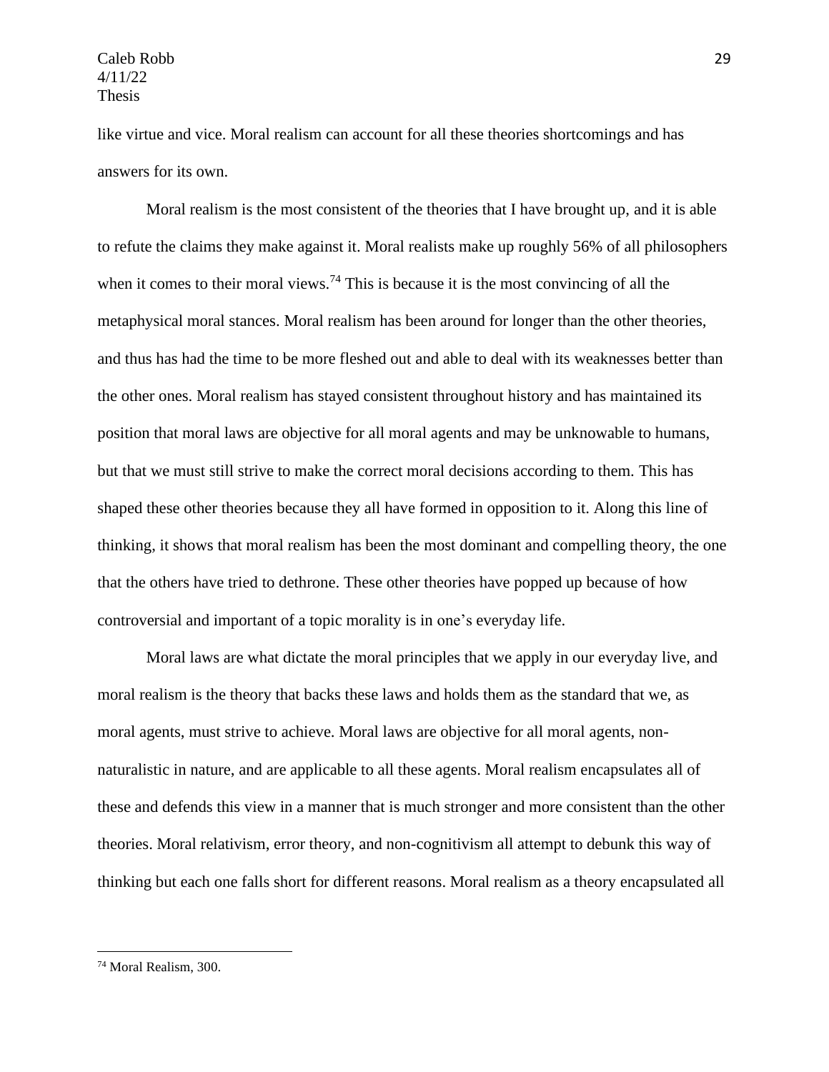like virtue and vice. Moral realism can account for all these theories shortcomings and has answers for its own.

Moral realism is the most consistent of the theories that I have brought up, and it is able to refute the claims they make against it. Moral realists make up roughly 56% of all philosophers when it comes to their moral views.[74] This is because it is the most convincing of all the metaphysical moral stances. Moral realism has been around for longer than the other theories, and thus has had the time to be more fleshed out and able to deal with its weaknesses better than the other ones. Moral realism has stayed consistent throughout history and has maintained its position that moral laws are objective for all moral agents and may be unknowable to humans, but that we must still strive to make the correct moral decisions according to them. This has shaped these other theories because they all have formed in opposition to it. Along this line of thinking, it shows that moral realism has been the most dominant and compelling theory, the one that the others have tried to dethrone. These other theories have popped up because of how controversial and important of a topic morality is in one's everyday life.

Moral laws are what dictate the moral principles that we apply in our everyday live, and moral realism is the theory that backs these laws and holds them as the standard that we, as moral agents, must strive to achieve. Moral laws are objective for all moral agents, non-naturalistic in nature, and are applicable to all these agents. Moral realism encapsulates all of these and defends this view in a manner that is much stronger and more consistent than the other theories. Moral relativism, error theory, and non-cognitivism all attempt to debunk this way of thinking but each one falls short for different reasons. Moral realism as a theory encapsulated all

---

[74] Moral Realism, 300.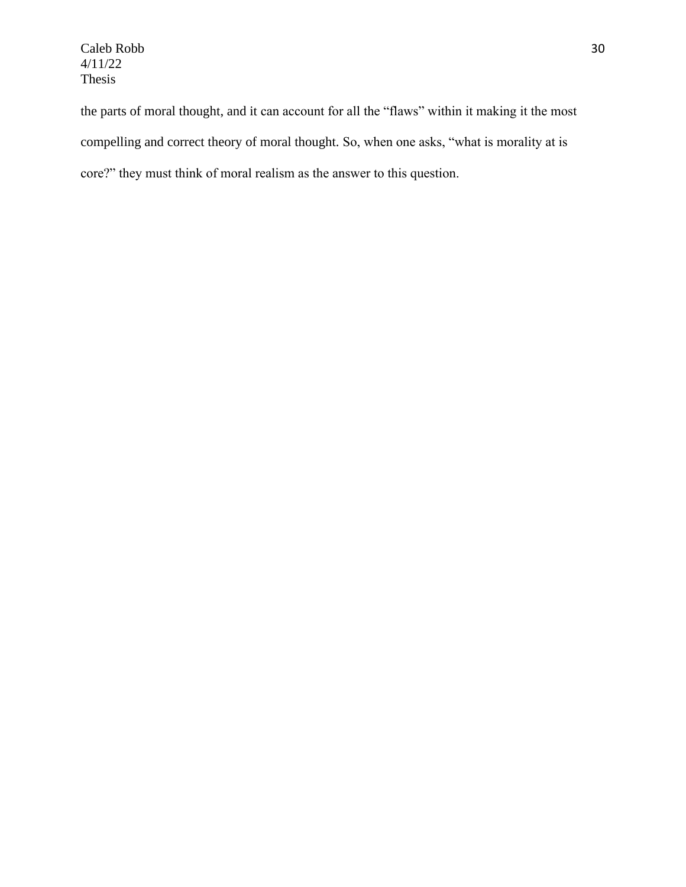the parts of moral thought, and it can account for all the “flaws” within it making it the most compelling and correct theory of moral thought. So, when one asks, “what is morality at is core?” they must think of moral realism as the answer to this question.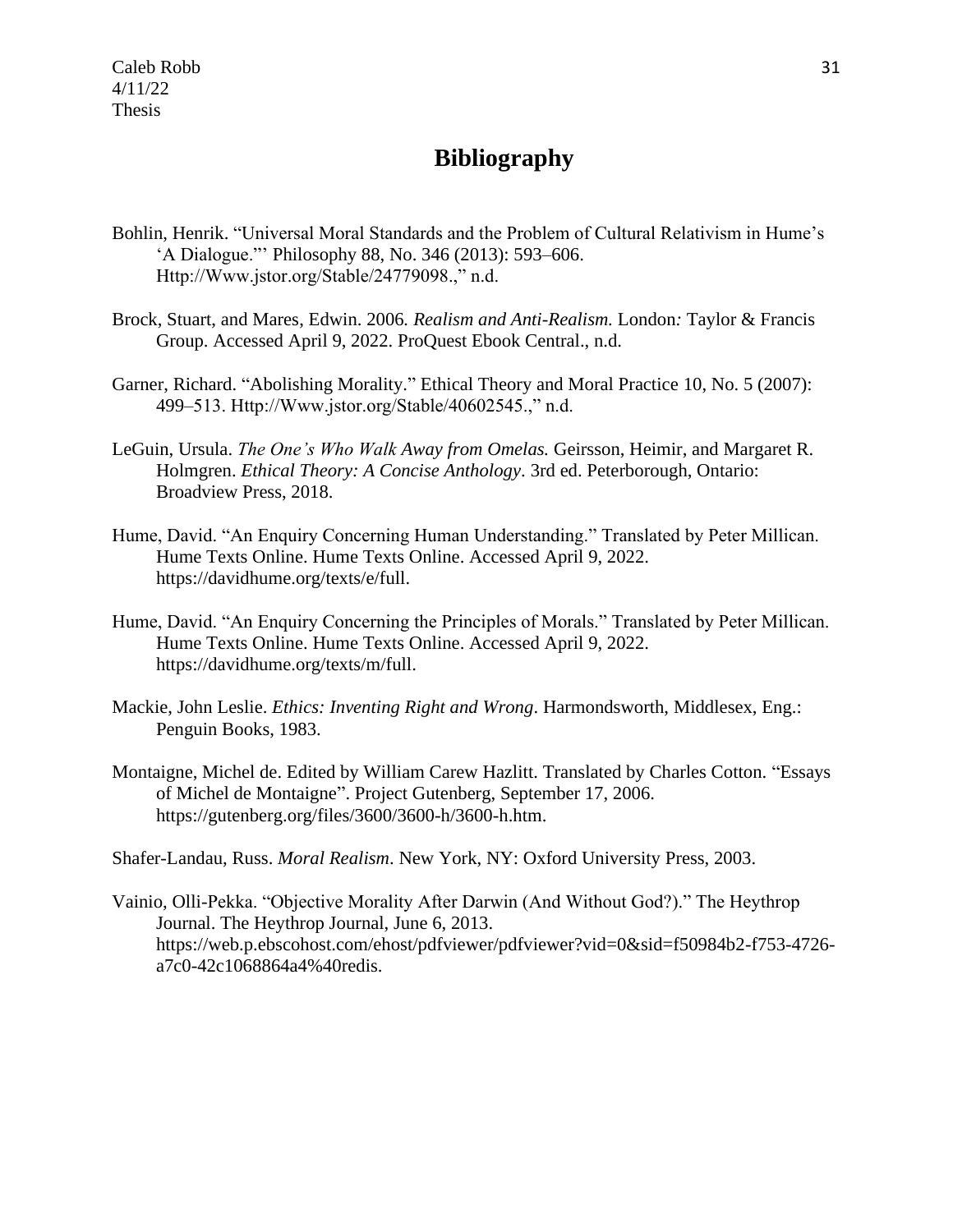# Bibliography

Bohlin, Henrik. "Universal Moral Standards and the Problem of Cultural Relativism in Hume's 'A Dialogue."' Philosophy 88, No. 346 (2013): 593–606. Http://Www.jstor.org/Stable/24779098.," n.d.

Brock, Stuart, and Mares, Edwin. 2006. *Realism and Anti-Realism.* London*:* Taylor & Francis Group. Accessed April 9, 2022. ProQuest Ebook Central., n.d.

Garner, Richard. "Abolishing Morality." Ethical Theory and Moral Practice 10, No. 5 (2007): 499–513. Http://Www.jstor.org/Stable/40602545.," n.d.

LeGuin, Ursula. *The One's Who Walk Away from Omelas.* Geirsson, Heimir, and Margaret R. Holmgren. *Ethical Theory: A Concise Anthology*. 3rd ed. Peterborough, Ontario: Broadview Press, 2018.

Hume, David. "An Enquiry Concerning Human Understanding." Translated by Peter Millican. Hume Texts Online. Hume Texts Online. Accessed April 9, 2022. https://davidhume.org/texts/e/full.

Hume, David. "An Enquiry Concerning the Principles of Morals." Translated by Peter Millican. Hume Texts Online. Hume Texts Online. Accessed April 9, 2022. https://davidhume.org/texts/m/full.

Mackie, John Leslie. *Ethics: Inventing Right and Wrong*. Harmondsworth, Middlesex, Eng.: Penguin Books, 1983.

Montaigne, Michel de. Edited by William Carew Hazlitt. Translated by Charles Cotton. "Essays of Michel de Montaigne". Project Gutenberg, September 17, 2006. https://gutenberg.org/files/3600/3600-h/3600-h.htm.

Shafer-Landau, Russ. *Moral Realism*. New York, NY: Oxford University Press, 2003.

Vainio, Olli-Pekka. "Objective Morality After Darwin (And Without God?)." The Heythrop Journal. The Heythrop Journal, June 6, 2013. https://web.p.ebscohost.com/ehost/pdfviewer/pdfviewer?vid=0&sid=f50984b2-f753-4726-a7c0-42c1068864a4%40redis.